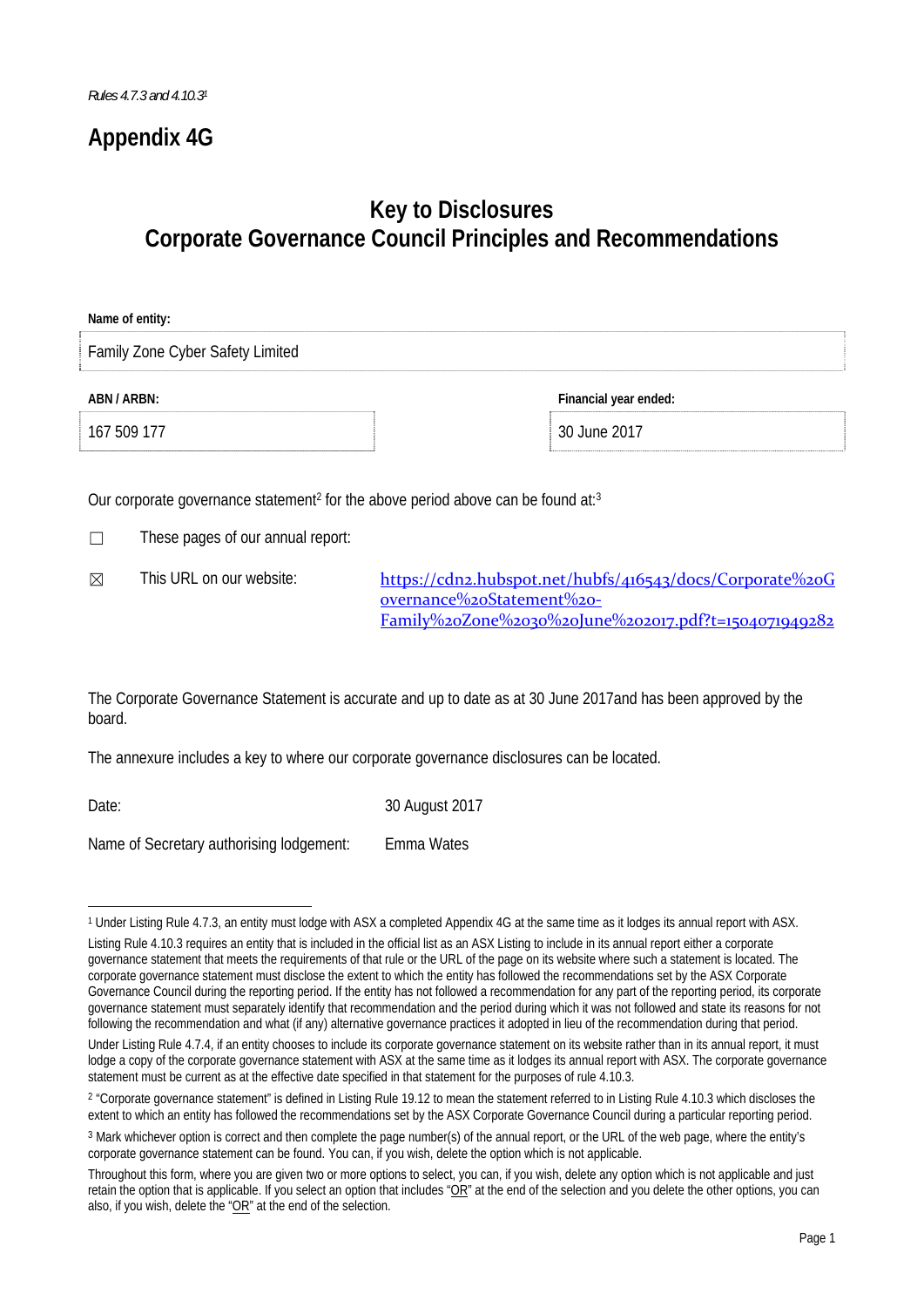*Rules 4.7.3 and 4.10.3*[1]

# Appendix 4G

## Key to Disclosures
## Corporate Governance Council Principles and Recommendations

| **Name of entity:** | |
|---|---|
| Family Zone Cyber Safety Limited | |

| **ABN / ARBN:** | **Financial year ended:** |
|---|---|
| 167 509 177 | 30 June 2017 |

Our corporate governance statement[2] for the above period above can be found at:[3]

☐ These pages of our annual report:

☒ This URL on our website: https://cdn2.hubspot.net/hubfs/416543/docs/Corporate%20Governance%20Statement%20-Family%20Zone%2030%20June%202017.pdf?t=1504071949282

The Corporate Governance Statement is accurate and up to date as at 30 June 2017and has been approved by the board.

The annexure includes a key to where our corporate governance disclosures can be located.

Date: 30 August 2017

Name of Secretary authorising lodgement: Emma Wates

---

[1] Under Listing Rule 4.7.3, an entity must lodge with ASX a completed Appendix 4G at the same time as it lodges its annual report with ASX.

Listing Rule 4.10.3 requires an entity that is included in the official list as an ASX Listing to include in its annual report either a corporate governance statement that meets the requirements of that rule or the URL of the page on its website where such a statement is located. The corporate governance statement must disclose the extent to which the entity has followed the recommendations set by the ASX Corporate Governance Council during the reporting period. If the entity has not followed a recommendation for any part of the reporting period, its corporate governance statement must separately identify that recommendation and the period during which it was not followed and state its reasons for not following the recommendation and what (if any) alternative governance practices it adopted in lieu of the recommendation during that period.

Under Listing Rule 4.7.4, if an entity chooses to include its corporate governance statement on its website rather than in its annual report, it must lodge a copy of the corporate governance statement with ASX at the same time as it lodges its annual report with ASX. The corporate governance statement must be current as at the effective date specified in that statement for the purposes of rule 4.10.3.

[2] "Corporate governance statement" is defined in Listing Rule 19.12 to mean the statement referred to in Listing Rule 4.10.3 which discloses the extent to which an entity has followed the recommendations set by the ASX Corporate Governance Council during a particular reporting period.

[3] Mark whichever option is correct and then complete the page number(s) of the annual report, or the URL of the web page, where the entity's corporate governance statement can be found. You can, if you wish, delete the option which is not applicable.

Throughout this form, where you are given two or more options to select, you can, if you wish, delete any option which is not applicable and just retain the option that is applicable. If you select an option that includes "<u>OR</u>" at the end of the selection and you delete the other options, you can also, if you wish, delete the "<u>OR</u>" at the end of the selection.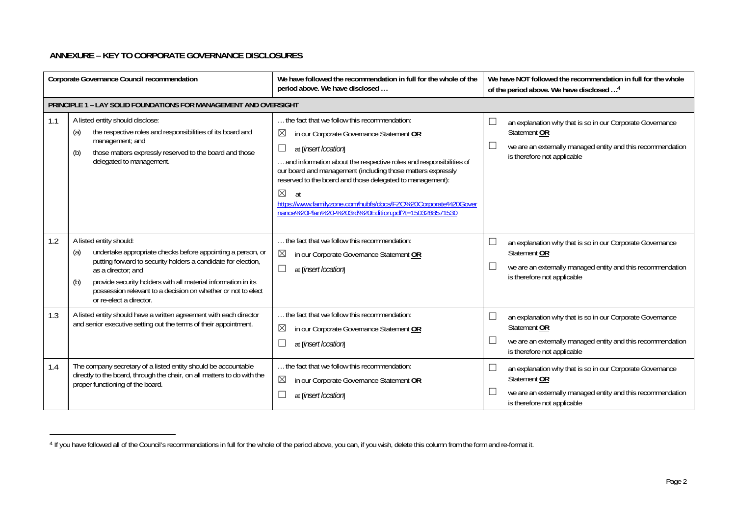## ANNEXURE – KEY TO CORPORATE GOVERNANCE DISCLOSURES

| | Corporate Governance Council recommendation | We have followed the recommendation in full for the whole of the period above. We have disclosed … | We have NOT followed the recommendation in full for the whole of the period above. We have disclosed …[4] |
|---|---|---|---|
| **PRINCIPLE 1 – LAY SOLID FOUNDATIONS FOR MANAGEMENT AND OVERSIGHT** | | | |
| 1.1 | A listed entity should disclose:<br>(a) the respective roles and responsibilities of its board and management; and<br>(b) those matters expressly reserved to the board and those delegated to management. | … the fact that we follow this recommendation:<br>☒ in our Corporate Governance Statement **OR**<br>☐ at [*insert location*]<br>… and information about the respective roles and responsibilities of our board and management (including those matters expressly reserved to the board and those delegated to management):<br>☒ at https://www.familyzone.com/hubfs/docs/FZO%20Corporate%20Governance%20Plan%20-%203rd%20Edition.pdf?t=1503288571530 | ☐ an explanation why that is so in our Corporate Governance Statement **OR**<br>☐ we are an externally managed entity and this recommendation is therefore not applicable |
| 1.2 | A listed entity should:<br>(a) undertake appropriate checks before appointing a person, or putting forward to security holders a candidate for election, as a director; and<br>(b) provide security holders with all material information in its possession relevant to a decision on whether or not to elect or re-elect a director. | … the fact that we follow this recommendation:<br>☒ in our Corporate Governance Statement **OR**<br>☐ at [*insert location*] | ☐ an explanation why that is so in our Corporate Governance Statement **OR**<br>☐ we are an externally managed entity and this recommendation is therefore not applicable |
| 1.3 | A listed entity should have a written agreement with each director and senior executive setting out the terms of their appointment. | … the fact that we follow this recommendation:<br>☒ in our Corporate Governance Statement **OR**<br>☐ at [*insert location*] | ☐ an explanation why that is so in our Corporate Governance Statement **OR**<br>☐ we are an externally managed entity and this recommendation is therefore not applicable |
| 1.4 | The company secretary of a listed entity should be accountable directly to the board, through the chair, on all matters to do with the proper functioning of the board. | … the fact that we follow this recommendation:<br>☒ in our Corporate Governance Statement **OR**<br>☐ at [*insert location*] | ☐ an explanation why that is so in our Corporate Governance Statement **OR**<br>☐ we are an externally managed entity and this recommendation is therefore not applicable |

[4] If you have followed all of the Council's recommendations in full for the whole of the period above, you can, if you wish, delete this column from the form and re-format it.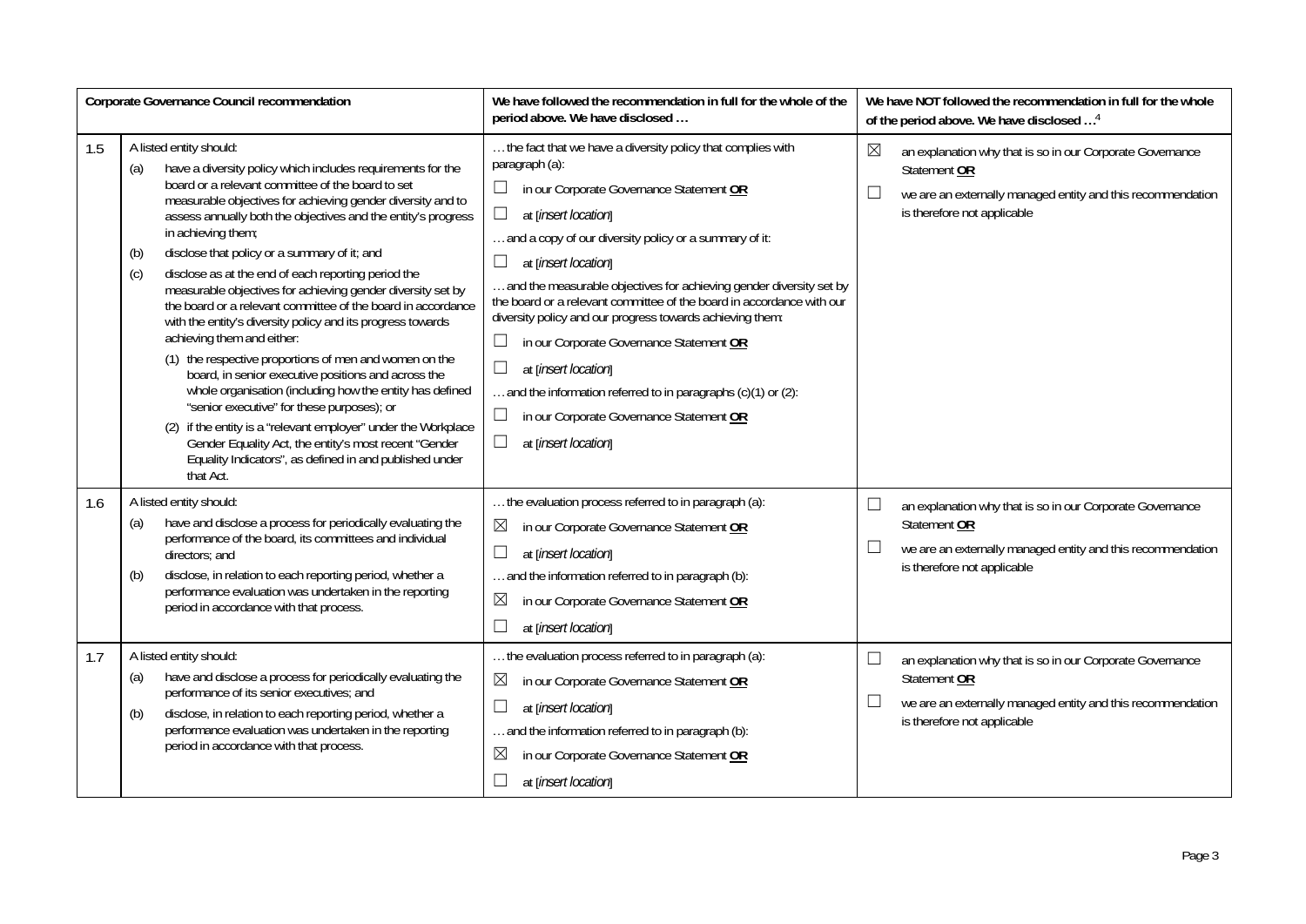| | Corporate Governance Council recommendation | We have followed the recommendation in full for the whole of the period above. We have disclosed … | We have NOT followed the recommendation in full for the whole of the period above. We have disclosed …[4] |
|---|---|---|---|
| 1.5 | A listed entity should:<br>(a) have a diversity policy which includes requirements for the board or a relevant committee of the board to set measurable objectives for achieving gender diversity and to assess annually both the objectives and the entity's progress in achieving them;<br>(b) disclose that policy or a summary of it; and<br>(c) disclose as at the end of each reporting period the measurable objectives for achieving gender diversity set by the board or a relevant committee of the board in accordance with the entity's diversity policy and its progress towards achieving them and either:<br>(1) the respective proportions of men and women on the board, in senior executive positions and across the whole organisation (including how the entity has defined "senior executive" for these purposes); or<br>(2) if the entity is a "relevant employer" under the Workplace Gender Equality Act, the entity's most recent "Gender Equality Indicators", as defined in and published under that Act. | … the fact that we have a diversity policy that complies with paragraph (a):<br>☐ in our Corporate Governance Statement **OR**<br>☐ at [*insert location*]<br>… and a copy of our diversity policy or a summary of it:<br>☐ at [*insert location*]<br>… and the measurable objectives for achieving gender diversity set by the board or a relevant committee of the board in accordance with our diversity policy and our progress towards achieving them:<br>☐ in our Corporate Governance Statement **OR**<br>☐ at [*insert location*]<br>… and the information referred to in paragraphs (c)(1) or (2):<br>☐ in our Corporate Governance Statement **OR**<br>☐ at [*insert location*] | ☒ an explanation why that is so in our Corporate Governance Statement **OR**<br>☐ we are an externally managed entity and this recommendation is therefore not applicable |
| 1.6 | A listed entity should:<br>(a) have and disclose a process for periodically evaluating the performance of the board, its committees and individual directors; and<br>(b) disclose, in relation to each reporting period, whether a performance evaluation was undertaken in the reporting period in accordance with that process. | … the evaluation process referred to in paragraph (a):<br>☒ in our Corporate Governance Statement **OR**<br>☐ at [*insert location*]<br>… and the information referred to in paragraph (b):<br>☒ in our Corporate Governance Statement **OR**<br>☐ at [*insert location*] | ☐ an explanation why that is so in our Corporate Governance Statement **OR**<br>☐ we are an externally managed entity and this recommendation is therefore not applicable |
| 1.7 | A listed entity should:<br>(a) have and disclose a process for periodically evaluating the performance of its senior executives; and<br>(b) disclose, in relation to each reporting period, whether a performance evaluation was undertaken in the reporting period in accordance with that process. | … the evaluation process referred to in paragraph (a):<br>☒ in our Corporate Governance Statement **OR**<br>☐ at [*insert location*]<br>… and the information referred to in paragraph (b):<br>☒ in our Corporate Governance Statement **OR**<br>☐ at [*insert location*] | ☐ an explanation why that is so in our Corporate Governance Statement **OR**<br>☐ we are an externally managed entity and this recommendation is therefore not applicable |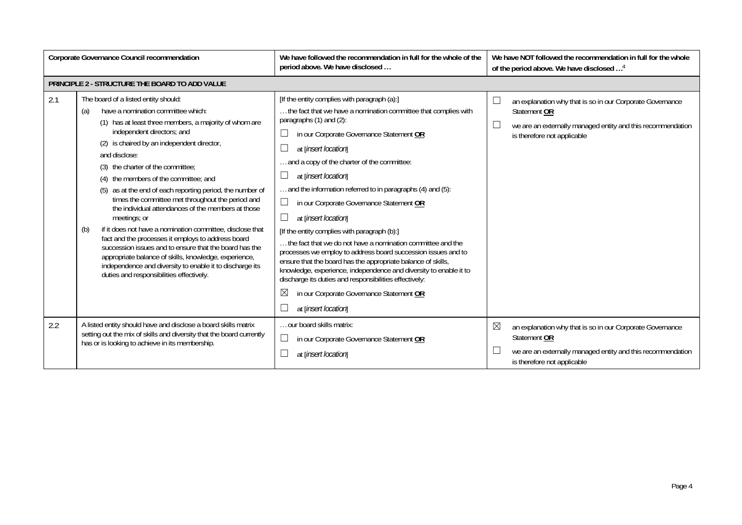| Corporate Governance Council recommendation | | We have followed the recommendation in full for the whole of the period above. We have disclosed … | We have NOT followed the recommendation in full for the whole of the period above. We have disclosed …[4] |
|---|---|---|---|
| **PRINCIPLE 2 - STRUCTURE THE BOARD TO ADD VALUE** | | | |
| 2.1 | The board of a listed entity should:<br>(a) have a nomination committee which:<br>(1) has at least three members, a majority of whom are independent directors; and<br>(2) is chaired by an independent director,<br>and disclose:<br>(3) the charter of the committee;<br>(4) the members of the committee; and<br>(5) as at the end of each reporting period, the number of times the committee met throughout the period and the individual attendances of the members at those meetings; or<br>(b) if it does not have a nomination committee, disclose that fact and the processes it employs to address board succession issues and to ensure that the board has the appropriate balance of skills, knowledge, experience, independence and diversity to enable it to discharge its duties and responsibilities effectively. | [If the entity complies with paragraph (a):]<br>… the fact that we have a nomination committee that complies with paragraphs (1) and (2):<br>☐ in our Corporate Governance Statement **OR**<br>☐ at [*insert location*]<br>… and a copy of the charter of the committee:<br>☐ at [*insert location*]<br>… and the information referred to in paragraphs (4) and (5):<br>☐ in our Corporate Governance Statement **OR**<br>☐ at [*insert location*]<br>[If the entity complies with paragraph (b):]<br>… the fact that we do not have a nomination committee and the processes we employ to address board succession issues and to ensure that the board has the appropriate balance of skills, knowledge, experience, independence and diversity to enable it to discharge its duties and responsibilities effectively:<br>☒ in our Corporate Governance Statement **OR**<br>☐ at [*insert location*] | ☐ an explanation why that is so in our Corporate Governance Statement **OR**<br>☐ we are an externally managed entity and this recommendation is therefore not applicable |
| 2.2 | A listed entity should have and disclose a board skills matrix setting out the mix of skills and diversity that the board currently has or is looking to achieve in its membership. | … our board skills matrix:<br>☐ in our Corporate Governance Statement **OR**<br>☐ at [*insert location*] | ☒ an explanation why that is so in our Corporate Governance Statement **OR**<br>☐ we are an externally managed entity and this recommendation is therefore not applicable |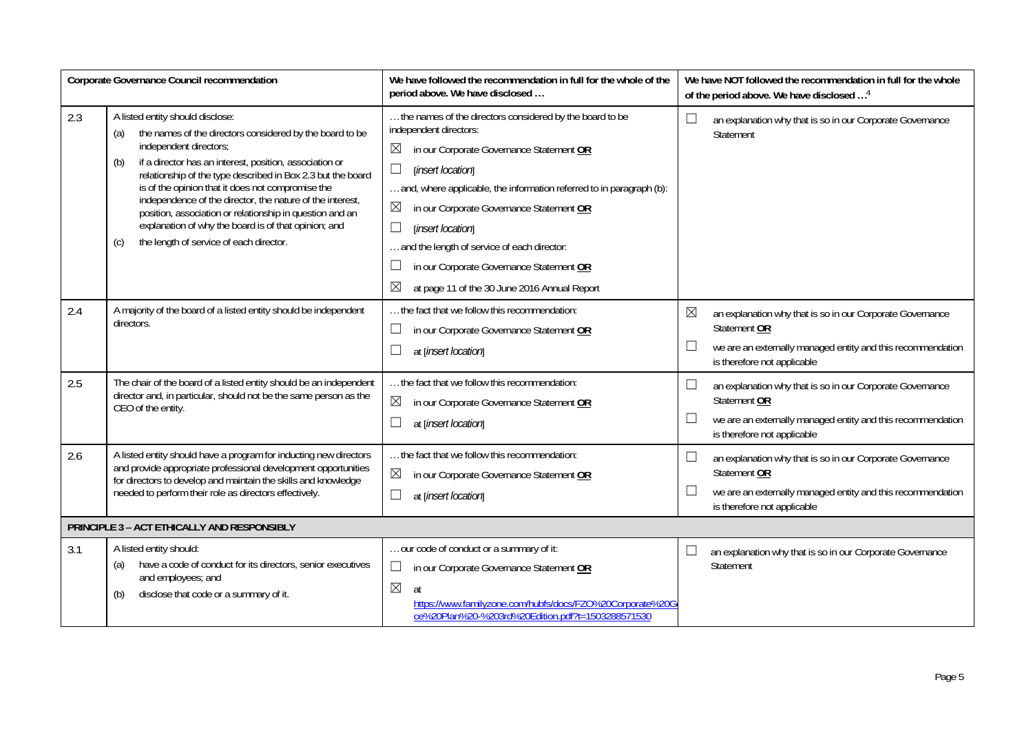| Corporate Governance Council recommendation | | We have followed the recommendation in full for the whole of the period above. We have disclosed … | We have NOT followed the recommendation in full for the whole of the period above. We have disclosed …[4] |
|---|---|---|---|
| 2.3 | A listed entity should disclose:<br>(a) the names of the directors considered by the board to be independent directors;<br>(b) if a director has an interest, position, association or relationship of the type described in Box 2.3 but the board is of the opinion that it does not compromise the independence of the director, the nature of the interest, position, association or relationship in question and an explanation of why the board is of that opinion; and<br>(c) the length of service of each director. | … the names of the directors considered by the board to be independent directors:<br>☒ in our Corporate Governance Statement **OR**<br>☐ [*insert location*]<br>… and, where applicable, the information referred to in paragraph (b):<br>☒ in our Corporate Governance Statement **OR**<br>☐ [*insert location*]<br>… and the length of service of each director:<br>☐ in our Corporate Governance Statement **OR**<br>☒ at page 11 of the 30 June 2016 Annual Report | ☐ an explanation why that is so in our Corporate Governance Statement |
| 2.4 | A majority of the board of a listed entity should be independent directors. | … the fact that we follow this recommendation:<br>☐ in our Corporate Governance Statement **OR**<br>☐ at [*insert location*] | ☒ an explanation why that is so in our Corporate Governance Statement **OR**<br>☐ we are an externally managed entity and this recommendation is therefore not applicable |
| 2.5 | The chair of the board of a listed entity should be an independent director and, in particular, should not be the same person as the CEO of the entity. | … the fact that we follow this recommendation:<br>☒ in our Corporate Governance Statement **OR**<br>☐ at [*insert location*] | ☐ an explanation why that is so in our Corporate Governance Statement **OR**<br>☐ we are an externally managed entity and this recommendation is therefore not applicable |
| 2.6 | A listed entity should have a program for inducting new directors and provide appropriate professional development opportunities for directors to develop and maintain the skills and knowledge needed to perform their role as directors effectively. | … the fact that we follow this recommendation:<br>☒ in our Corporate Governance Statement **OR**<br>☐ at [*insert location*] | ☐ an explanation why that is so in our Corporate Governance Statement **OR**<br>☐ we are an externally managed entity and this recommendation is therefore not applicable |
| **PRINCIPLE 3 – ACT ETHICALLY AND RESPONSIBLY** | | | |
| 3.1 | A listed entity should:<br>(a) have a code of conduct for its directors, senior executives and employees; and<br>(b) disclose that code or a summary of it. | … our code of conduct or a summary of it:<br>☐ in our Corporate Governance Statement **OR**<br>☒ at https://www.familyzone.com/hubfs/docs/FZO%20Corporate%20Governance%20Plan%20-%203rd%20Edition.pdf?t=1503288571530 | ☐ an explanation why that is so in our Corporate Governance Statement |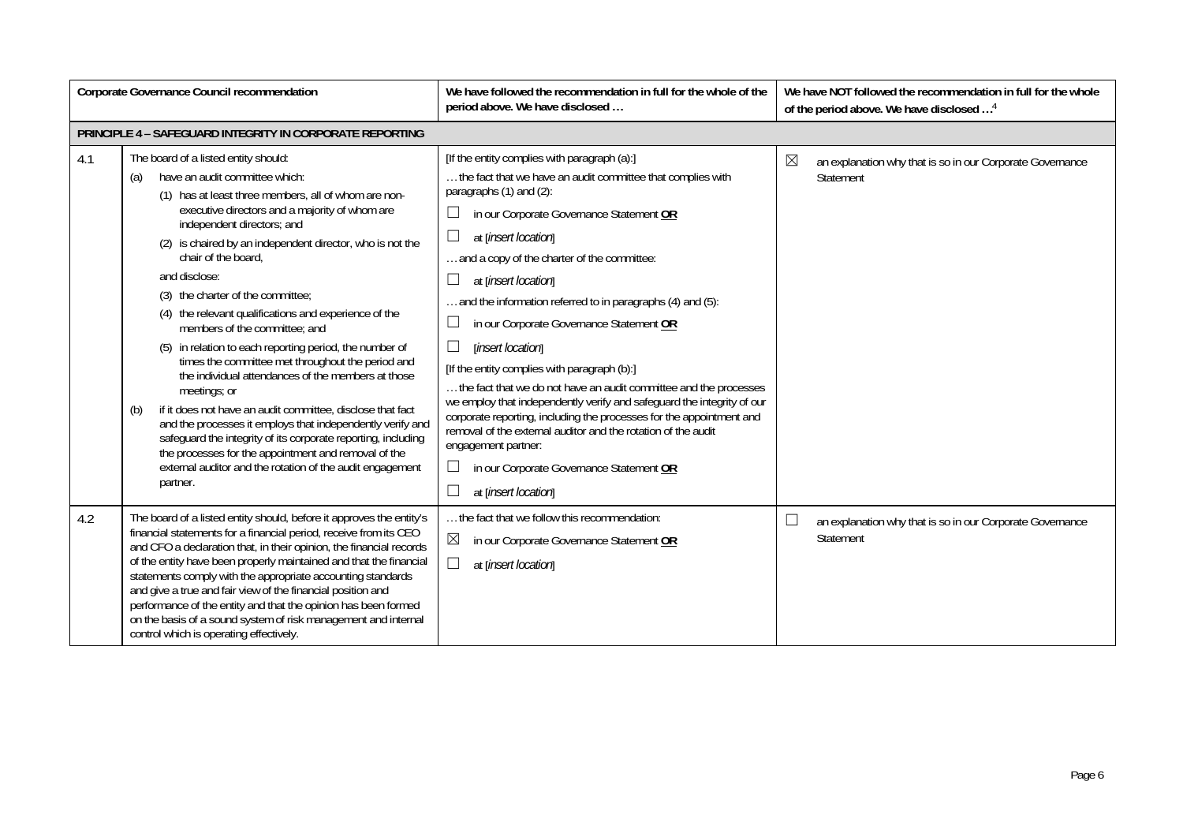| Corporate Governance Council recommendation | | We have followed the recommendation in full for the whole of the period above. We have disclosed … | We have NOT followed the recommendation in full for the whole of the period above. We have disclosed …[4] |
|---|---|---|---|
| **PRINCIPLE 4 – SAFEGUARD INTEGRITY IN CORPORATE REPORTING** | | | |
| 4.1 | The board of a listed entity should:<br>(a) have an audit committee which:<br>(1) has at least three members, all of whom are non-executive directors and a majority of whom are independent directors; and<br>(2) is chaired by an independent director, who is not the chair of the board,<br>and disclose:<br>(3) the charter of the committee;<br>(4) the relevant qualifications and experience of the members of the committee; and<br>(5) in relation to each reporting period, the number of times the committee met throughout the period and the individual attendances of the members at those meetings; or<br>(b) if it does not have an audit committee, disclose that fact and the processes it employs that independently verify and safeguard the integrity of its corporate reporting, including the processes for the appointment and removal of the external auditor and the rotation of the audit engagement partner. | [If the entity complies with paragraph (a):]<br>… the fact that we have an audit committee that complies with paragraphs (1) and (2):<br>☐ in our Corporate Governance Statement **OR**<br>☐ at [*insert location*]<br>… and a copy of the charter of the committee:<br>☐ at [*insert location*]<br>… and the information referred to in paragraphs (4) and (5):<br>☐ in our Corporate Governance Statement **OR**<br>☐ [*insert location*]<br>[If the entity complies with paragraph (b):]<br>… the fact that we do not have an audit committee and the processes we employ that independently verify and safeguard the integrity of our corporate reporting, including the processes for the appointment and removal of the external auditor and the rotation of the audit engagement partner:<br>☐ in our Corporate Governance Statement **OR**<br>☐ at [*insert location*] | ☒ an explanation why that is so in our Corporate Governance Statement |
| 4.2 | The board of a listed entity should, before it approves the entity's financial statements for a financial period, receive from its CEO and CFO a declaration that, in their opinion, the financial records of the entity have been properly maintained and that the financial statements comply with the appropriate accounting standards and give a true and fair view of the financial position and performance of the entity and that the opinion has been formed on the basis of a sound system of risk management and internal control which is operating effectively. | … the fact that we follow this recommendation:<br>☒ in our Corporate Governance Statement **OR**<br>☐ at [*insert location*] | ☐ an explanation why that is so in our Corporate Governance Statement |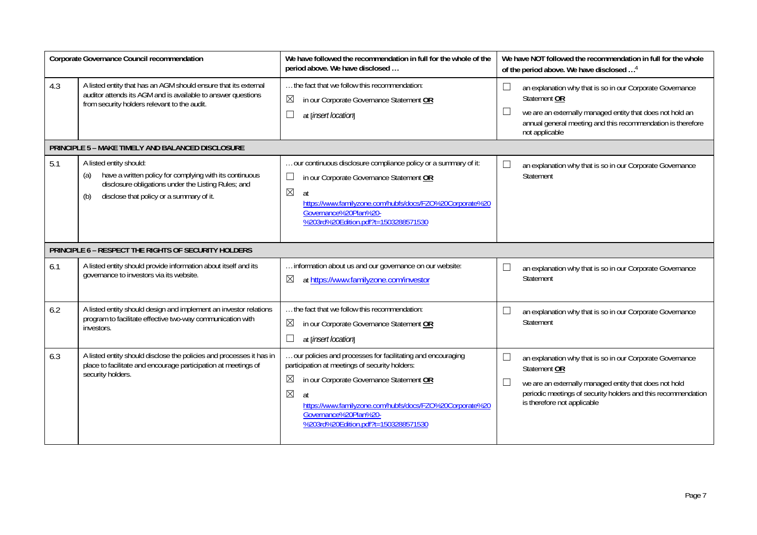| Corporate Governance Council recommendation | | We have followed the recommendation in full for the whole of the period above. We have disclosed … | We have NOT followed the recommendation in full for the whole of the period above. We have disclosed …[4] |
|---|---|---|---|
| 4.3 | A listed entity that has an AGM should ensure that its external auditor attends its AGM and is available to answer questions from security holders relevant to the audit. | … the fact that we follow this recommendation:<br>☒ in our Corporate Governance Statement **OR**<br>☐ at [*insert location*] | ☐ an explanation why that is so in our Corporate Governance Statement **OR**<br>☐ we are an externally managed entity that does not hold an annual general meeting and this recommendation is therefore not applicable |
| **PRINCIPLE 5 – MAKE TIMELY AND BALANCED DISCLOSURE** | | | |
| 5.1 | A listed entity should:<br>(a) have a written policy for complying with its continuous disclosure obligations under the Listing Rules; and<br>(b) disclose that policy or a summary of it. | … our continuous disclosure compliance policy or a summary of it:<br>☐ in our Corporate Governance Statement **OR**<br>☒ at https://www.familyzone.com/hubfs/docs/FZO%20Corporate%20Governance%20Plan%20-%203rd%20Edition.pdf?t=1503288571530 | ☐ an explanation why that is so in our Corporate Governance Statement |
| **PRINCIPLE 6 – RESPECT THE RIGHTS OF SECURITY HOLDERS** | | | |
| 6.1 | A listed entity should provide information about itself and its governance to investors via its website. | … information about us and our governance on our website:<br>☒ at https://www.familyzone.com/investor | ☐ an explanation why that is so in our Corporate Governance Statement |
| 6.2 | A listed entity should design and implement an investor relations program to facilitate effective two-way communication with investors. | … the fact that we follow this recommendation:<br>☒ in our Corporate Governance Statement **OR**<br>☐ at [*insert location*] | ☐ an explanation why that is so in our Corporate Governance Statement |
| 6.3 | A listed entity should disclose the policies and processes it has in place to facilitate and encourage participation at meetings of security holders. | … our policies and processes for facilitating and encouraging participation at meetings of security holders:<br>☒ in our Corporate Governance Statement **OR**<br>☒ at https://www.familyzone.com/hubfs/docs/FZO%20Corporate%20Governance%20Plan%20-%203rd%20Edition.pdf?t=1503288571530 | ☐ an explanation why that is so in our Corporate Governance Statement **OR**<br>☐ we are an externally managed entity that does not hold periodic meetings of security holders and this recommendation is therefore not applicable |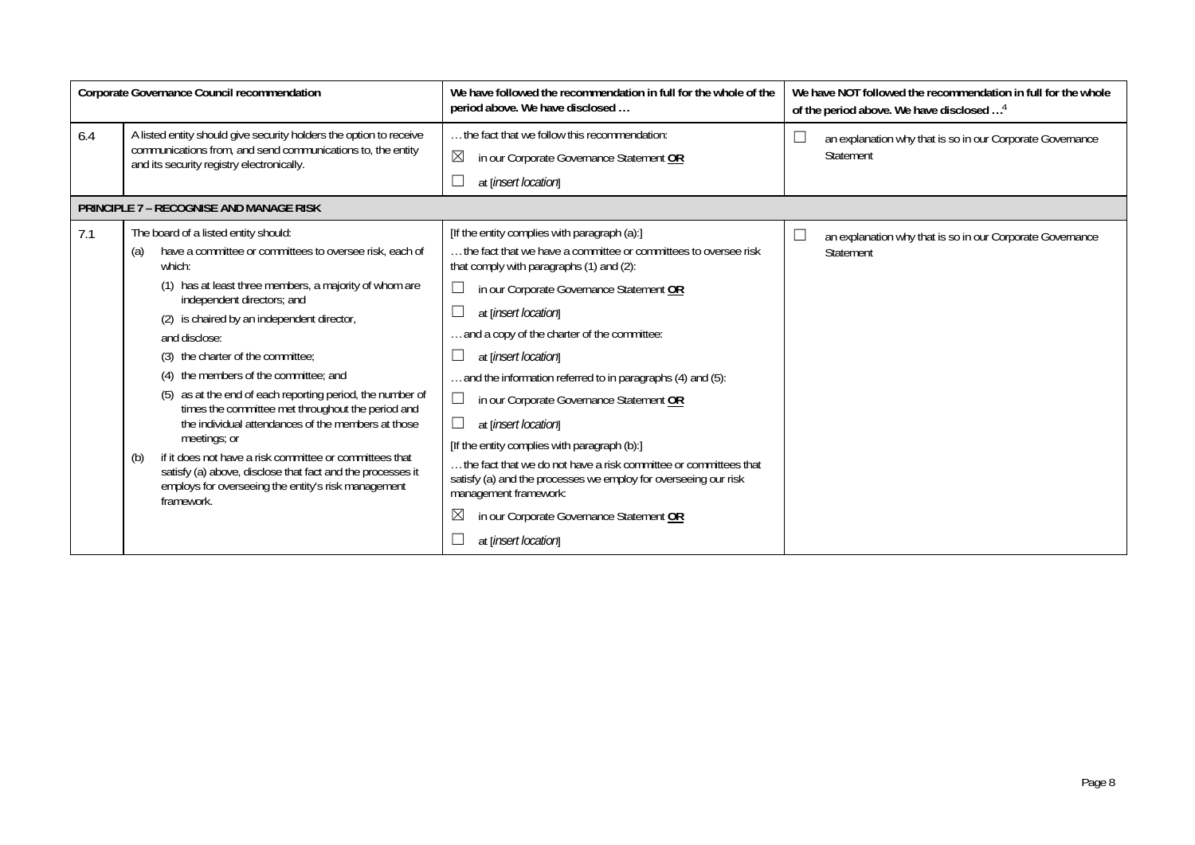| Corporate Governance Council recommendation | | We have followed the recommendation in full for the whole of the period above. We have disclosed … | We have NOT followed the recommendation in full for the whole of the period above. We have disclosed …[4] |
|---|---|---|---|
| 6.4 | A listed entity should give security holders the option to receive communications from, and send communications to, the entity and its security registry electronically. | … the fact that we follow this recommendation:<br>☒ in our Corporate Governance Statement **OR**<br>☐ at [*insert location*] | ☐ an explanation why that is so in our Corporate Governance Statement |
| **PRINCIPLE 7 – RECOGNISE AND MANAGE RISK** | | | |
| 7.1 | The board of a listed entity should:<br>(a) have a committee or committees to oversee risk, each of which:<br>(1) has at least three members, a majority of whom are independent directors; and<br>(2) is chaired by an independent director,<br>and disclose:<br>(3) the charter of the committee;<br>(4) the members of the committee; and<br>(5) as at the end of each reporting period, the number of times the committee met throughout the period and the individual attendances of the members at those meetings; or<br>(b) if it does not have a risk committee or committees that satisfy (a) above, disclose that fact and the processes it employs for overseeing the entity's risk management framework. | [If the entity complies with paragraph (a):]<br>… the fact that we have a committee or committees to oversee risk that comply with paragraphs (1) and (2):<br>☐ in our Corporate Governance Statement **OR**<br>☐ at [*insert location*]<br>… and a copy of the charter of the committee:<br>☐ at [*insert location*]<br>… and the information referred to in paragraphs (4) and (5):<br>☐ in our Corporate Governance Statement **OR**<br>☐ at [*insert location*]<br>[If the entity complies with paragraph (b):]<br>… the fact that we do not have a risk committee or committees that satisfy (a) and the processes we employ for overseeing our risk management framework:<br>☒ in our Corporate Governance Statement **OR**<br>☐ at [*insert location*] | ☐ an explanation why that is so in our Corporate Governance Statement |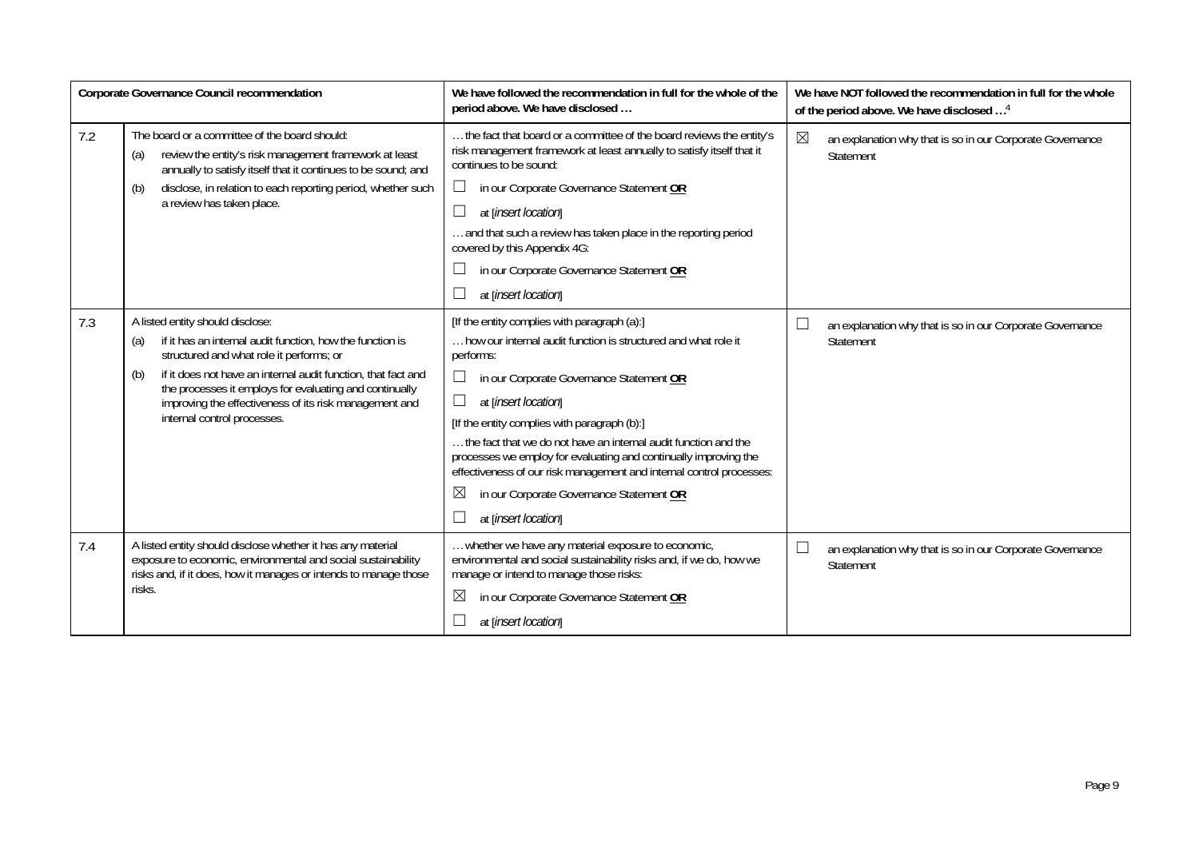| | Corporate Governance Council recommendation | We have followed the recommendation in full for the whole of the period above. We have disclosed … | We have NOT followed the recommendation in full for the whole of the period above. We have disclosed …[4] |
|---|---|---|---|
| 7.2 | The board or a committee of the board should:<br>(a) review the entity's risk management framework at least annually to satisfy itself that it continues to be sound; and<br>(b) disclose, in relation to each reporting period, whether such a review has taken place. | … the fact that board or a committee of the board reviews the entity's risk management framework at least annually to satisfy itself that it continues to be sound:<br>☐ in our Corporate Governance Statement **OR**<br>☐ at [*insert location*]<br>… and that such a review has taken place in the reporting period covered by this Appendix 4G:<br>☐ in our Corporate Governance Statement **OR**<br>☐ at [*insert location*] | ☒ an explanation why that is so in our Corporate Governance Statement |
| 7.3 | A listed entity should disclose:<br>(a) if it has an internal audit function, how the function is structured and what role it performs; or<br>(b) if it does not have an internal audit function, that fact and the processes it employs for evaluating and continually improving the effectiveness of its risk management and internal control processes. | [If the entity complies with paragraph (a):]<br>… how our internal audit function is structured and what role it performs:<br>☐ in our Corporate Governance Statement **OR**<br>☐ at [*insert location*]<br>[If the entity complies with paragraph (b):]<br>… the fact that we do not have an internal audit function and the processes we employ for evaluating and continually improving the effectiveness of our risk management and internal control processes:<br>☒ in our Corporate Governance Statement **OR**<br>☐ at [*insert location*] | ☐ an explanation why that is so in our Corporate Governance Statement |
| 7.4 | A listed entity should disclose whether it has any material exposure to economic, environmental and social sustainability risks and, if it does, how it manages or intends to manage those risks. | … whether we have any material exposure to economic, environmental and social sustainability risks and, if we do, how we manage or intend to manage those risks:<br>☒ in our Corporate Governance Statement **OR**<br>☐ at [*insert location*] | ☐ an explanation why that is so in our Corporate Governance Statement |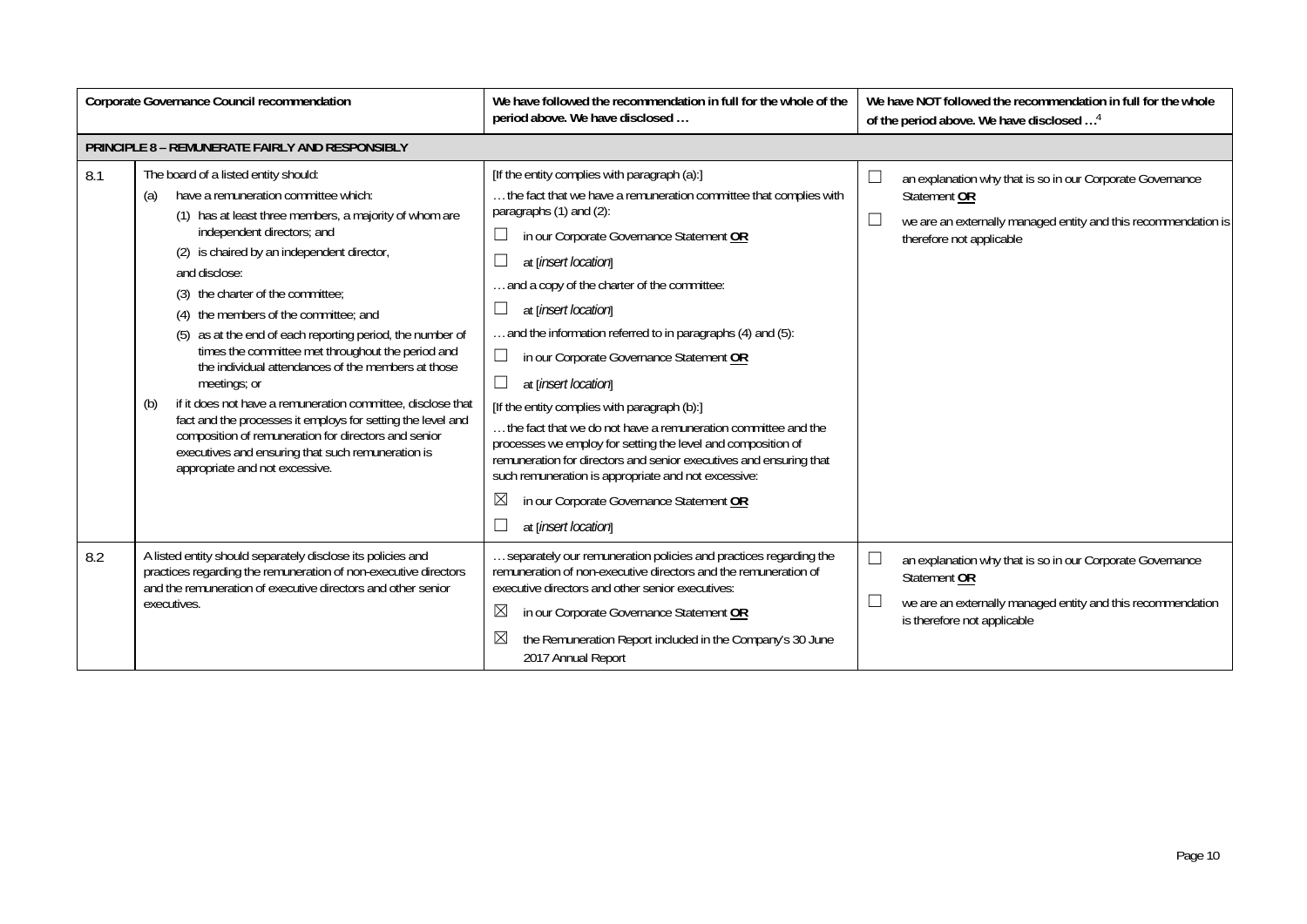| Corporate Governance Council recommendation | | We have followed the recommendation in full for the whole of the period above. We have disclosed … | We have NOT followed the recommendation in full for the whole of the period above. We have disclosed …[4] |
|---|---|---|---|
| **PRINCIPLE 8 – REMUNERATE FAIRLY AND RESPONSIBLY** | | | |
| 8.1 | The board of a listed entity should:<br>(a) have a remuneration committee which:<br>(1) has at least three members, a majority of whom are independent directors; and<br>(2) is chaired by an independent director,<br>and disclose:<br>(3) the charter of the committee;<br>(4) the members of the committee; and<br>(5) as at the end of each reporting period, the number of times the committee met throughout the period and the individual attendances of the members at those meetings; or<br>(b) if it does not have a remuneration committee, disclose that fact and the processes it employs for setting the level and composition of remuneration for directors and senior executives and ensuring that such remuneration is appropriate and not excessive. | [If the entity complies with paragraph (a):]<br>… the fact that we have a remuneration committee that complies with paragraphs (1) and (2):<br>☐ in our Corporate Governance Statement **OR**<br>☐ at [*insert location*]<br>… and a copy of the charter of the committee:<br>☐ at [*insert location*]<br>… and the information referred to in paragraphs (4) and (5):<br>☐ in our Corporate Governance Statement **OR**<br>☐ at [*insert location*]<br>[If the entity complies with paragraph (b):]<br>… the fact that we do not have a remuneration committee and the processes we employ for setting the level and composition of remuneration for directors and senior executives and ensuring that such remuneration is appropriate and not excessive:<br>☒ in our Corporate Governance Statement **OR**<br>☐ at [*insert location*] | ☐ an explanation why that is so in our Corporate Governance Statement **OR**<br>☐ we are an externally managed entity and this recommendation is therefore not applicable |
| 8.2 | A listed entity should separately disclose its policies and practices regarding the remuneration of non-executive directors and the remuneration of executive directors and other senior executives. | … separately our remuneration policies and practices regarding the remuneration of non-executive directors and the remuneration of executive directors and other senior executives:<br>☒ in our Corporate Governance Statement **OR**<br>☒ the Remuneration Report included in the Company's 30 June 2017 Annual Report | ☐ an explanation why that is so in our Corporate Governance Statement **OR**<br>☐ we are an externally managed entity and this recommendation is therefore not applicable |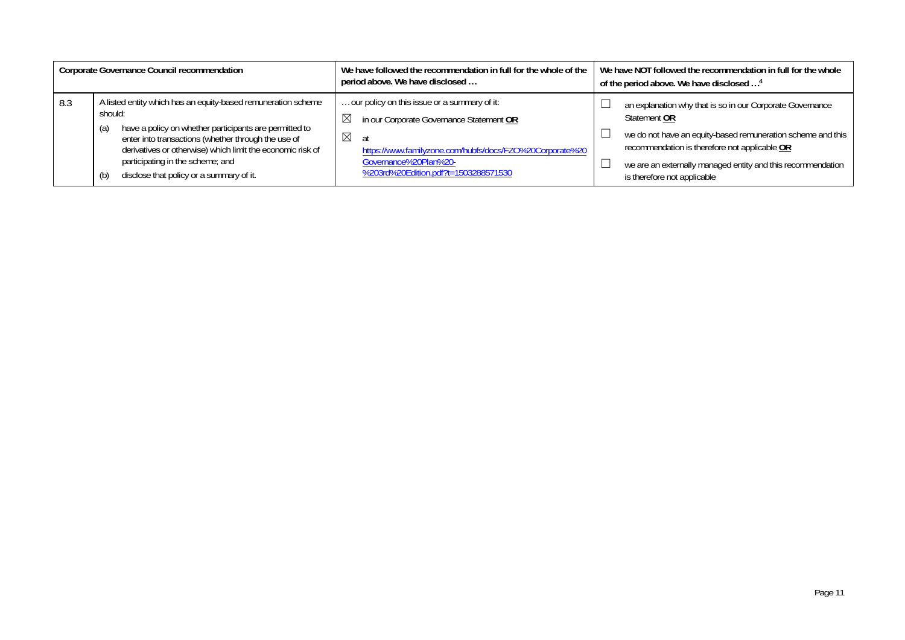| Corporate Governance Council recommendation | | We have followed the recommendation in full for the whole of the period above. We have disclosed … | We have NOT followed the recommendation in full for the whole of the period above. We have disclosed …[4] |
|---|---|---|---|
| 8.3 | A listed entity which has an equity-based remuneration scheme should:<br>(a) have a policy on whether participants are permitted to enter into transactions (whether through the use of derivatives or otherwise) which limit the economic risk of participating in the scheme; and<br>(b) disclose that policy or a summary of it. | … our policy on this issue or a summary of it:<br>☒ in our Corporate Governance Statement **OR**<br>☒ at https://www.familyzone.com/hubfs/docs/FZO%20Corporate%20Governance%20Plan%20-%203rd%20Edition.pdf?t=1503288571530 | ☐ an explanation why that is so in our Corporate Governance Statement **OR**<br>☐ we do not have an equity-based remuneration scheme and this recommendation is therefore not applicable **OR**<br>☐ we are an externally managed entity and this recommendation is therefore not applicable |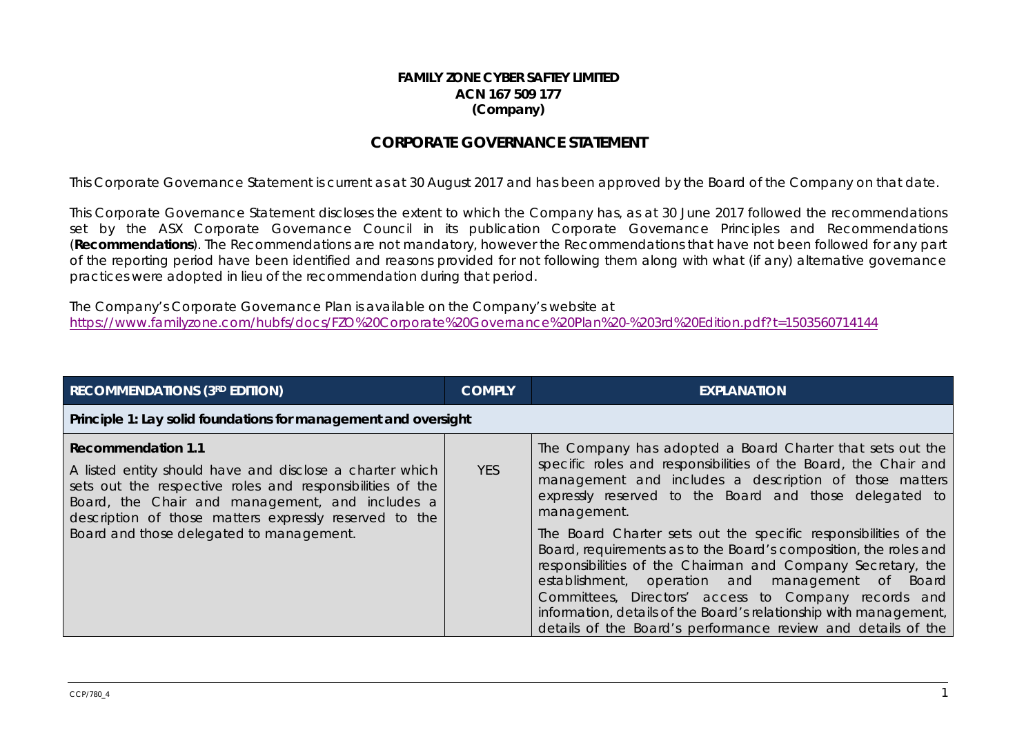**FAMILY ZONE CYBER SAFTEY LIMITED**
**ACN 167 509 177**
**(Company)**

## CORPORATE GOVERNANCE STATEMENT

This Corporate Governance Statement is current as at 30 August 2017 and has been approved by the Board of the Company on that date.

This Corporate Governance Statement discloses the extent to which the Company has, as at 30 June 2017 followed the recommendations set by the ASX Corporate Governance Council in its publication Corporate Governance Principles and Recommendations (**Recommendations**). The Recommendations are not mandatory, however the Recommendations that have not been followed for any part of the reporting period have been identified and reasons provided for not following them along with what (if any) alternative governance practices were adopted in lieu of the recommendation during that period.

The Company's Corporate Governance Plan is available on the Company's website at
https://www.familyzone.com/hubfs/docs/FZO%20Corporate%20Governance%20Plan%20-%203rd%20Edition.pdf?t=1503560714144

| RECOMMENDATIONS (3RD EDITION) | COMPLY | EXPLANATION |
|---|---|---|
| **Principle 1: Lay solid foundations for management and oversight** | | |
| **Recommendation 1.1**<br>A listed entity should have and disclose a charter which sets out the respective roles and responsibilities of the Board, the Chair and management, and includes a description of those matters expressly reserved to the Board and those delegated to management. | YES | The Company has adopted a Board Charter that sets out the specific roles and responsibilities of the Board, the Chair and management and includes a description of those matters expressly reserved to the Board and those delegated to management.<br>The Board Charter sets out the specific responsibilities of the Board, requirements as to the Board's composition, the roles and responsibilities of the Chairman and Company Secretary, the establishment, operation and management of Board Committees, Directors' access to Company records and information, details of the Board's relationship with management, details of the Board's performance review and details of the |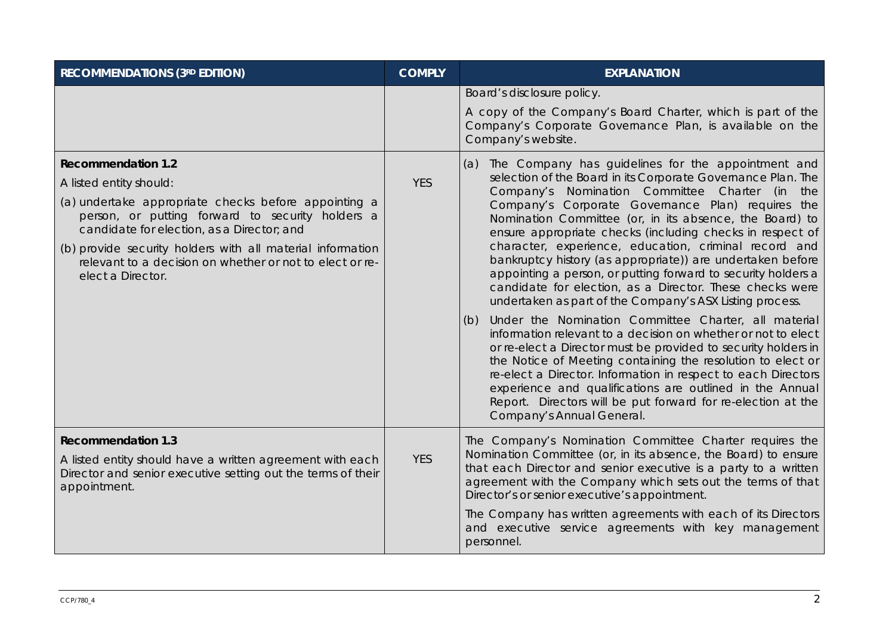| RECOMMENDATIONS (3RD EDITION) | COMPLY | EXPLANATION |
|---|---|---|
| | | Board's disclosure policy.<br><br>A copy of the Company's Board Charter, which is part of the Company's Corporate Governance Plan, is available on the Company's website. |
| **Recommendation 1.2**<br><br>A listed entity should:<br><br>(a) undertake appropriate checks before appointing a person, or putting forward to security holders a candidate for election, as a Director; and<br><br>(b) provide security holders with all material information relevant to a decision on whether or not to elect or re-elect a Director. | YES | (a) The Company has guidelines for the appointment and selection of the Board in its Corporate Governance Plan. The Company's Nomination Committee Charter (in the Company's Corporate Governance Plan) requires the Nomination Committee (or, in its absence, the Board) to ensure appropriate checks (including checks in respect of character, experience, education, criminal record and bankruptcy history (as appropriate)) are undertaken before appointing a person, or putting forward to security holders a candidate for election, as a Director. These checks were undertaken as part of the Company's ASX Listing process.<br><br>(b) Under the Nomination Committee Charter, all material information relevant to a decision on whether or not to elect or re-elect a Director must be provided to security holders in the Notice of Meeting containing the resolution to elect or re-elect a Director. Information in respect to each Directors experience and qualifications are outlined in the Annual Report. Directors will be put forward for re-election at the Company's Annual General. |
| **Recommendation 1.3**<br><br>A listed entity should have a written agreement with each Director and senior executive setting out the terms of their appointment. | YES | The Company's Nomination Committee Charter requires the Nomination Committee (or, in its absence, the Board) to ensure that each Director and senior executive is a party to a written agreement with the Company which sets out the terms of that Director's or senior executive's appointment.<br><br>The Company has written agreements with each of its Directors and executive service agreements with key management personnel. |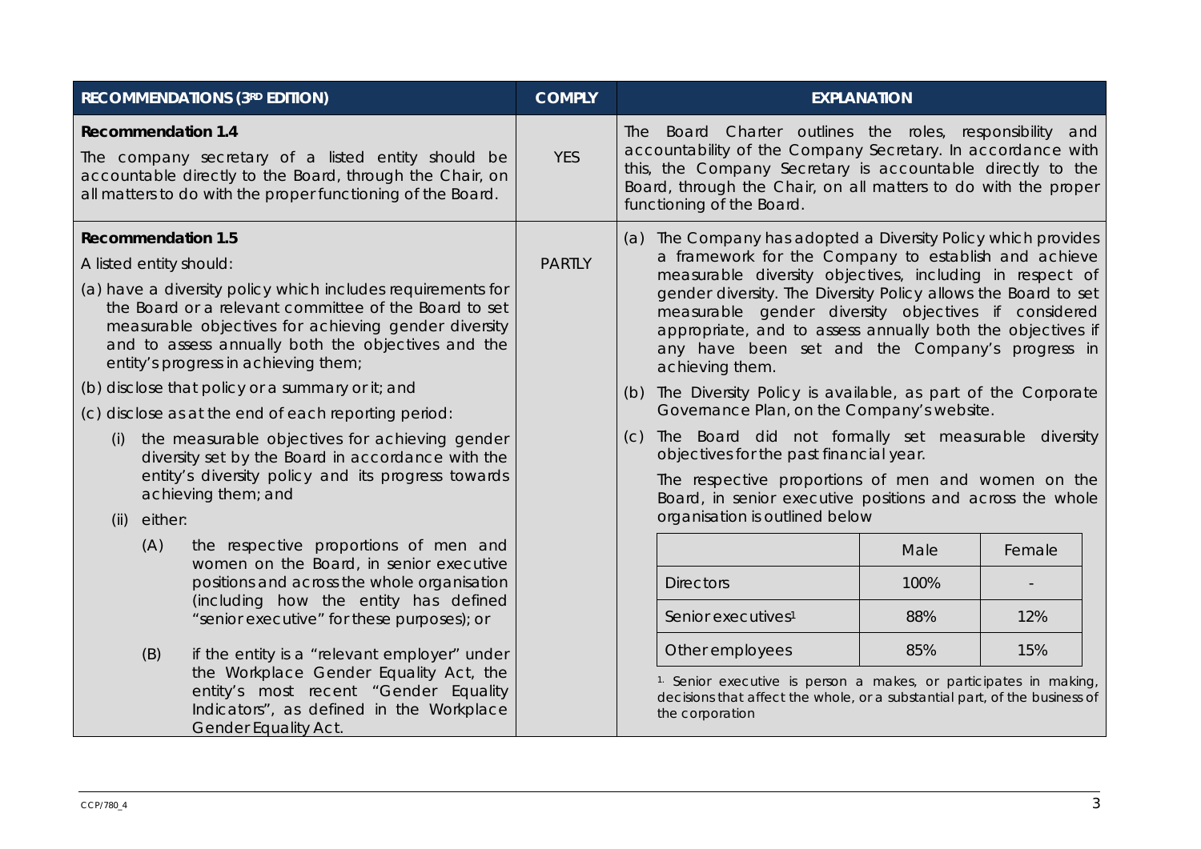| RECOMMENDATIONS (3RD EDITION) | COMPLY | EXPLANATION |
|---|---|---|
| **Recommendation 1.4**<br>The company secretary of a listed entity should be accountable directly to the Board, through the Chair, on all matters to do with the proper functioning of the Board. | YES | The Board Charter outlines the roles, responsibility and accountability of the Company Secretary. In accordance with this, the Company Secretary is accountable directly to the Board, through the Chair, on all matters to do with the proper functioning of the Board. |
| **Recommendation 1.5**<br>A listed entity should:<br>(a) have a diversity policy which includes requirements for the Board or a relevant committee of the Board to set measurable objectives for achieving gender diversity and to assess annually both the objectives and the entity's progress in achieving them;<br>(b) disclose that policy or a summary or it; and<br>(c) disclose as at the end of each reporting period:<br>(i) the measurable objectives for achieving gender diversity set by the Board in accordance with the entity's diversity policy and its progress towards achieving them; and<br>(ii) either:<br>(A) the respective proportions of men and women on the Board, in senior executive positions and across the whole organisation (including how the entity has defined "senior executive" for these purposes); or<br>(B) if the entity is a "relevant employer" under the Workplace Gender Equality Act, the entity's most recent "Gender Equality Indicators", as defined in the Workplace Gender Equality Act. | PARTLY | (a) The Company has adopted a Diversity Policy which provides a framework for the Company to establish and achieve measurable diversity objectives, including in respect of gender diversity. The Diversity Policy allows the Board to set measurable gender diversity objectives if considered appropriate, and to assess annually both the objectives if any have been set and the Company's progress in achieving them.<br>(b) The Diversity Policy is available, as part of the Corporate Governance Plan, on the Company's website.<br>(c) The Board did not formally set measurable diversity objectives for the past financial year.<br>The respective proportions of men and women on the Board, in senior executive positions and across the whole organisation is outlined below<br><br>\| \| Male \| Female \|<br>\|---\|---\|---\|<br>\| Directors \| 100% \| - \|<br>\| Senior executives[1] \| 88% \| 12% \|<br>\| Other employees \| 85% \| 15% \|<br><br>[1] Senior executive is person a makes, or participates in making, decisions that affect the whole, or a substantial part, of the business of the corporation |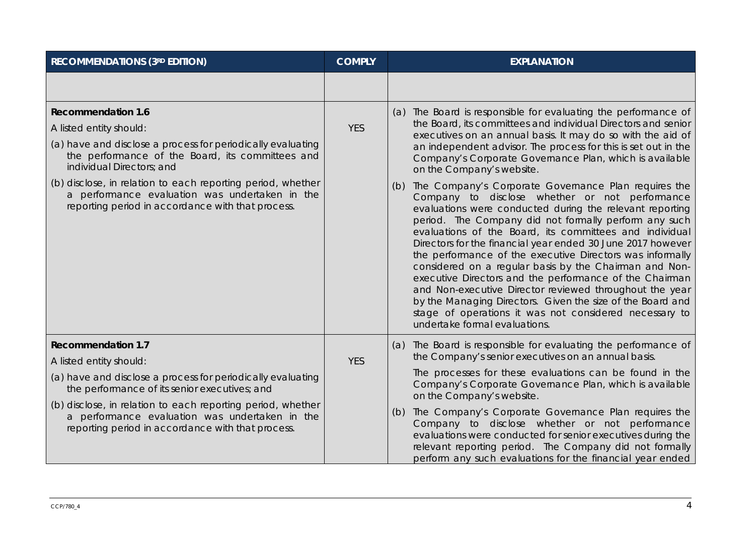| RECOMMENDATIONS (3RD EDITION) | COMPLY | EXPLANATION |
|---|---|---|
| | | |
| **Recommendation 1.6**<br>A listed entity should:<br>(a) have and disclose a process for periodically evaluating the performance of the Board, its committees and individual Directors; and<br>(b) disclose, in relation to each reporting period, whether a performance evaluation was undertaken in the reporting period in accordance with that process. | YES | (a) The Board is responsible for evaluating the performance of the Board, its committees and individual Directors and senior executives on an annual basis. It may do so with the aid of an independent advisor. The process for this is set out in the Company's Corporate Governance Plan, which is available on the Company's website.<br>(b) The Company's Corporate Governance Plan requires the Company to disclose whether or not performance evaluations were conducted during the relevant reporting period. The Company did not formally perform any such evaluations of the Board, its committees and individual Directors for the financial year ended 30 June 2017 however the performance of the executive Directors was informally considered on a regular basis by the Chairman and Non-executive Directors and the performance of the Chairman and Non-executive Director reviewed throughout the year by the Managing Directors. Given the size of the Board and stage of operations it was not considered necessary to undertake formal evaluations. |
| **Recommendation 1.7**<br>A listed entity should:<br>(a) have and disclose a process for periodically evaluating the performance of its senior executives; and<br>(b) disclose, in relation to each reporting period, whether a performance evaluation was undertaken in the reporting period in accordance with that process. | YES | (a) The Board is responsible for evaluating the performance of the Company's senior executives on an annual basis.<br>The processes for these evaluations can be found in the Company's Corporate Governance Plan, which is available on the Company's website.<br>(b) The Company's Corporate Governance Plan requires the Company to disclose whether or not performance evaluations were conducted for senior executives during the relevant reporting period. The Company did not formally perform any such evaluations for the financial year ended |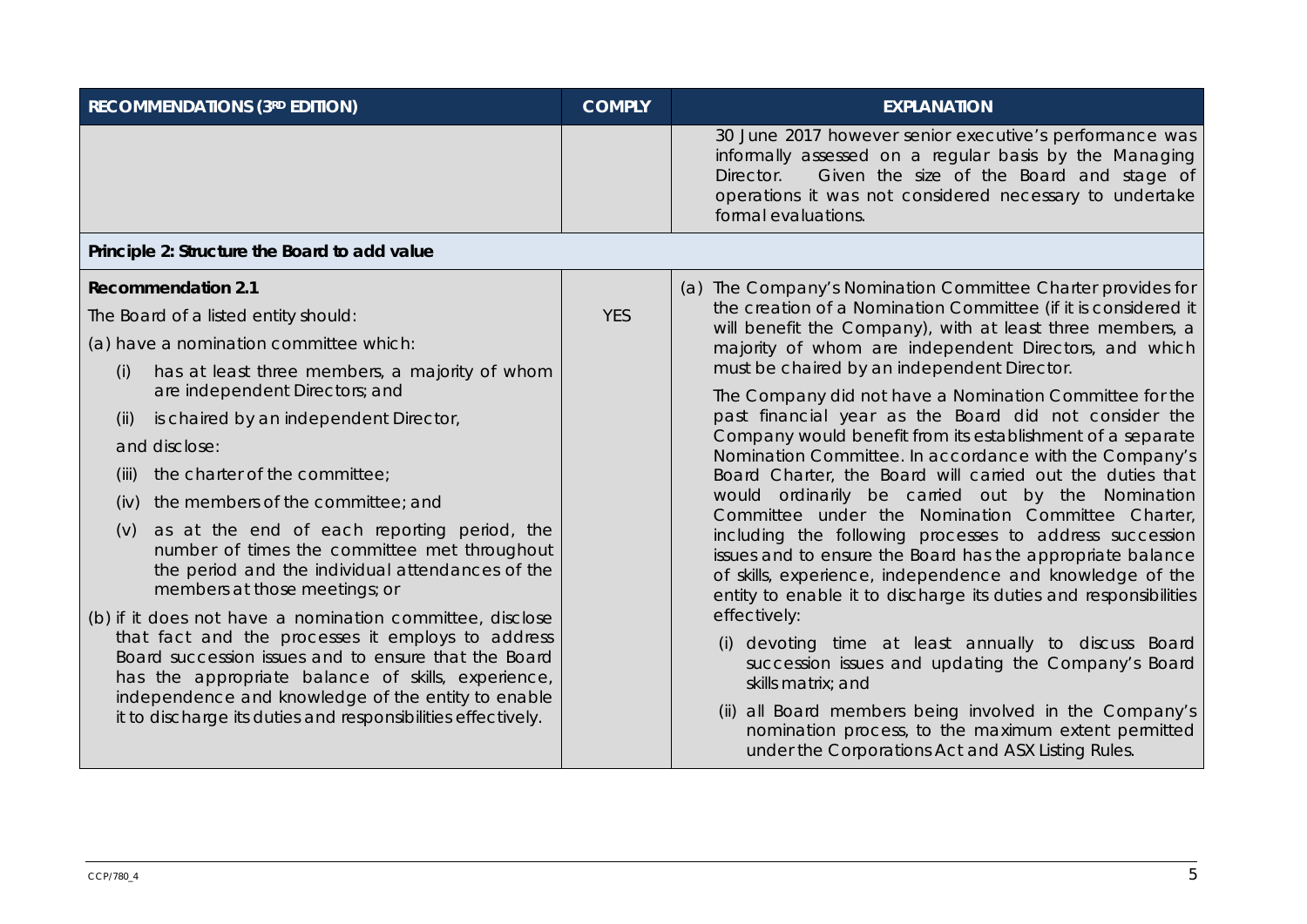| RECOMMENDATIONS (3RD EDITION) | COMPLY | EXPLANATION |
| --- | --- | --- |
| | | 30 June 2017 however senior executive's performance was informally assessed on a regular basis by the Managing Director. Given the size of the Board and stage of operations it was not considered necessary to undertake formal evaluations. |
| **Principle 2: Structure the Board to add value** | | |
| **Recommendation 2.1**<br>The Board of a listed entity should:<br>(a) have a nomination committee which:<br>(i) has at least three members, a majority of whom are independent Directors; and<br>(ii) is chaired by an independent Director,<br>and disclose:<br>(iii) the charter of the committee;<br>(iv) the members of the committee; and<br>(v) as at the end of each reporting period, the number of times the committee met throughout the period and the individual attendances of the members at those meetings; or<br>(b) if it does not have a nomination committee, disclose that fact and the processes it employs to address Board succession issues and to ensure that the Board has the appropriate balance of skills, experience, independence and knowledge of the entity to enable it to discharge its duties and responsibilities effectively. | YES | (a) The Company's Nomination Committee Charter provides for the creation of a Nomination Committee (if it is considered it will benefit the Company), with at least three members, a majority of whom are independent Directors, and which must be chaired by an independent Director.<br>The Company did not have a Nomination Committee for the past financial year as the Board did not consider the Company would benefit from its establishment of a separate Nomination Committee. In accordance with the Company's Board Charter, the Board will carried out the duties that would ordinarily be carried out by the Nomination Committee under the Nomination Committee Charter, including the following processes to address succession issues and to ensure the Board has the appropriate balance of skills, experience, independence and knowledge of the entity to enable it to discharge its duties and responsibilities effectively:<br>(i) devoting time at least annually to discuss Board succession issues and updating the Company's Board skills matrix; and<br>(ii) all Board members being involved in the Company's nomination process, to the maximum extent permitted under the Corporations Act and ASX Listing Rules. |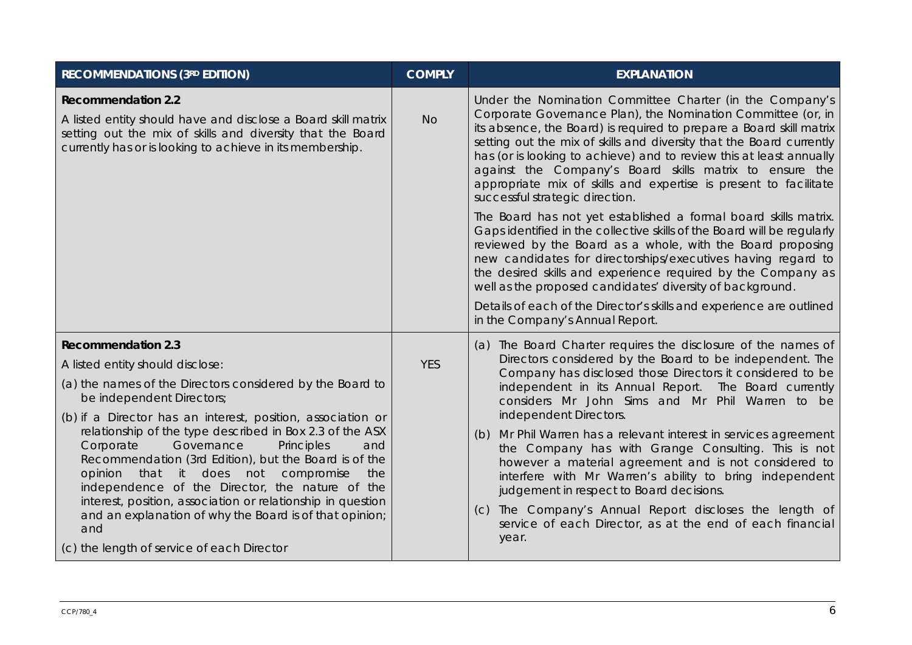| RECOMMENDATIONS (3RD EDITION) | COMPLY | EXPLANATION |
|---|---|---|
| **Recommendation 2.2**<br>A listed entity should have and disclose a Board skill matrix setting out the mix of skills and diversity that the Board currently has or is looking to achieve in its membership. | No | Under the Nomination Committee Charter (in the Company's Corporate Governance Plan), the Nomination Committee (or, in its absence, the Board) is required to prepare a Board skill matrix setting out the mix of skills and diversity that the Board currently has (or is looking to achieve) and to review this at least annually against the Company's Board skills matrix to ensure the appropriate mix of skills and expertise is present to facilitate successful strategic direction.<br><br>The Board has not yet established a formal board skills matrix. Gaps identified in the collective skills of the Board will be regularly reviewed by the Board as a whole, with the Board proposing new candidates for directorships/executives having regard to the desired skills and experience required by the Company as well as the proposed candidates' diversity of background.<br><br>Details of each of the Director's skills and experience are outlined in the Company's Annual Report. |
| **Recommendation 2.3**<br>A listed entity should disclose:<br>(a) the names of the Directors considered by the Board to be independent Directors;<br>(b) if a Director has an interest, position, association or relationship of the type described in Box 2.3 of the ASX Corporate Governance Principles and Recommendation (3rd Edition), but the Board is of the opinion that it does not compromise the independence of the Director, the nature of the interest, position, association or relationship in question and an explanation of why the Board is of that opinion; and<br>(c) the length of service of each Director | YES | (a) The Board Charter requires the disclosure of the names of Directors considered by the Board to be independent. The Company has disclosed those Directors it considered to be independent in its Annual Report. The Board currently considers Mr John Sims and Mr Phil Warren to be independent Directors.<br><br>(b) Mr Phil Warren has a relevant interest in services agreement the Company has with Grange Consulting. This is not however a material agreement and is not considered to interfere with Mr Warren's ability to bring independent judgement in respect to Board decisions.<br><br>(c) The Company's Annual Report discloses the length of service of each Director, as at the end of each financial year. |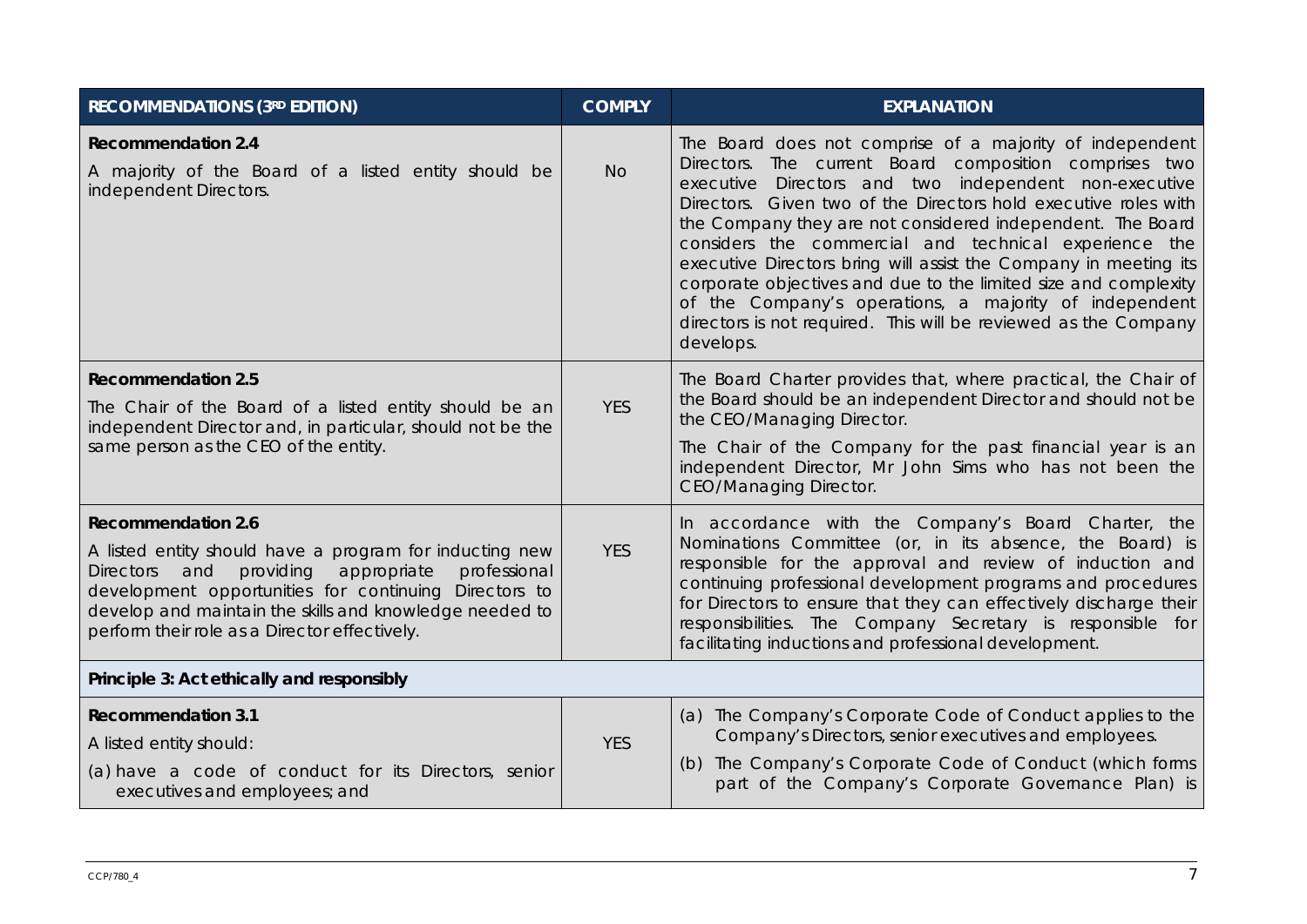| RECOMMENDATIONS (3RD EDITION) | COMPLY | EXPLANATION |
| --- | --- | --- |
| **Recommendation 2.4**<br>A majority of the Board of a listed entity should be independent Directors. | No | The Board does not comprise of a majority of independent Directors. The current Board composition comprises two executive Directors and two independent non-executive Directors. Given two of the Directors hold executive roles with the Company they are not considered independent. The Board considers the commercial and technical experience the executive Directors bring will assist the Company in meeting its corporate objectives and due to the limited size and complexity of the Company's operations, a majority of independent directors is not required. This will be reviewed as the Company develops. |
| **Recommendation 2.5**<br>The Chair of the Board of a listed entity should be an independent Director and, in particular, should not be the same person as the CEO of the entity. | YES | The Board Charter provides that, where practical, the Chair of the Board should be an independent Director and should not be the CEO/Managing Director.<br>The Chair of the Company for the past financial year is an independent Director, Mr John Sims who has not been the CEO/Managing Director. |
| **Recommendation 2.6**<br>A listed entity should have a program for inducting new Directors and providing appropriate professional development opportunities for continuing Directors to develop and maintain the skills and knowledge needed to perform their role as a Director effectively. | YES | In accordance with the Company's Board Charter, the Nominations Committee (or, in its absence, the Board) is responsible for the approval and review of induction and continuing professional development programs and procedures for Directors to ensure that they can effectively discharge their responsibilities. The Company Secretary is responsible for facilitating inductions and professional development. |
| **Principle 3: Act ethically and responsibly** | | |
| **Recommendation 3.1**<br>A listed entity should:<br>(a) have a code of conduct for its Directors, senior executives and employees; and | YES | (a) The Company's Corporate Code of Conduct applies to the Company's Directors, senior executives and employees.<br>(b) The Company's Corporate Code of Conduct (which forms part of the Company's Corporate Governance Plan) is |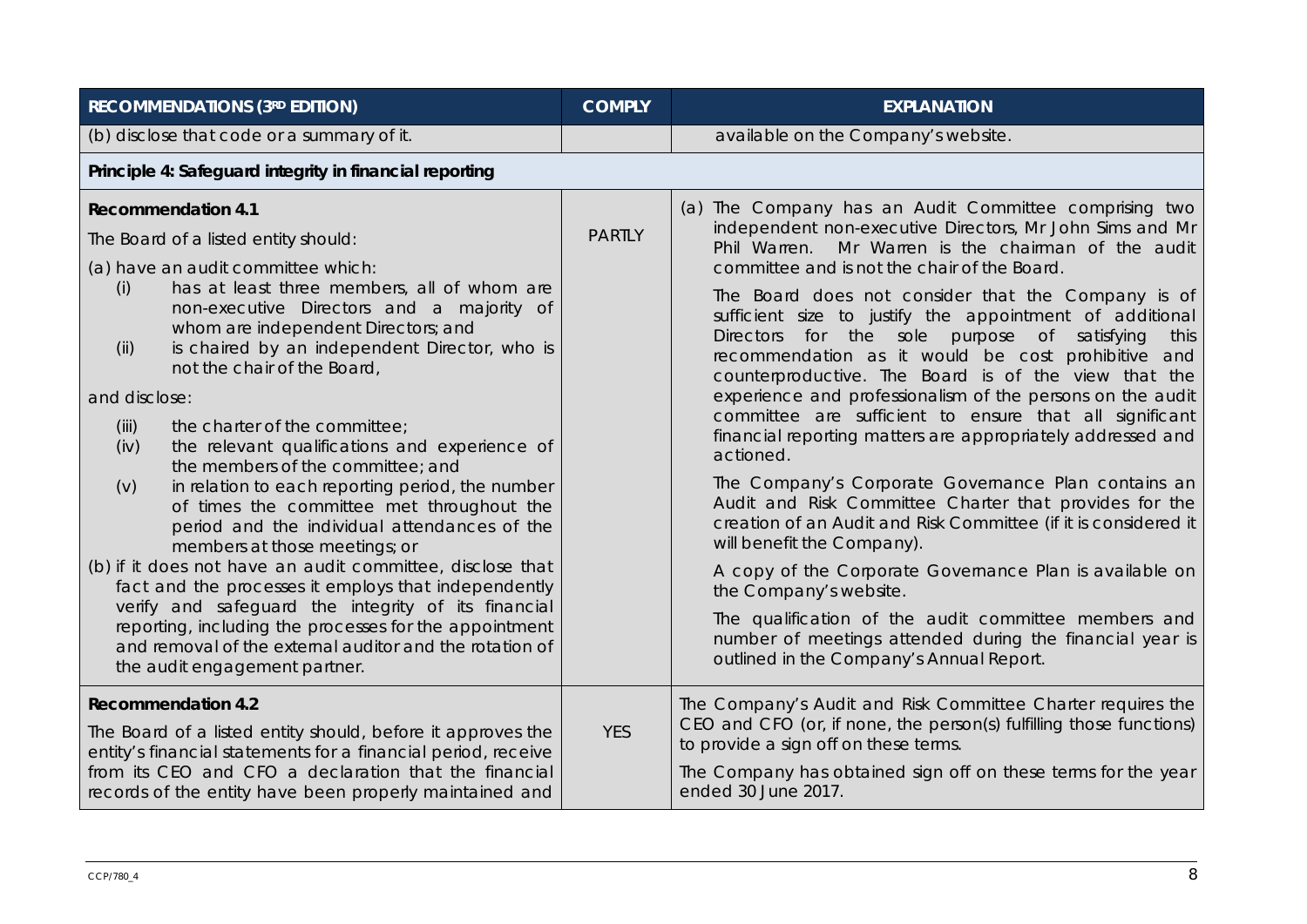| RECOMMENDATIONS (3RD EDITION) | COMPLY | EXPLANATION |
|---|---|---|
| (b) disclose that code or a summary of it. | | available on the Company's website. |
| **Principle 4: Safeguard integrity in financial reporting** | | |
| **Recommendation 4.1**<br>The Board of a listed entity should:<br>(a) have an audit committee which:<br>(i) has at least three members, all of whom are non-executive Directors and a majority of whom are independent Directors; and<br>(ii) is chaired by an independent Director, who is not the chair of the Board,<br>and disclose:<br>(iii) the charter of the committee;<br>(iv) the relevant qualifications and experience of the members of the committee; and<br>(v) in relation to each reporting period, the number of times the committee met throughout the period and the individual attendances of the members at those meetings; or<br>(b) if it does not have an audit committee, disclose that fact and the processes it employs that independently verify and safeguard the integrity of its financial reporting, including the processes for the appointment and removal of the external auditor and the rotation of the audit engagement partner. | PARTLY | (a) The Company has an Audit Committee comprising two independent non-executive Directors, Mr John Sims and Mr Phil Warren. Mr Warren is the chairman of the audit committee and is not the chair of the Board.<br>The Board does not consider that the Company is of sufficient size to justify the appointment of additional Directors for the sole purpose of satisfying this recommendation as it would be cost prohibitive and counterproductive. The Board is of the view that the experience and professionalism of the persons on the audit committee are sufficient to ensure that all significant financial reporting matters are appropriately addressed and actioned.<br>The Company's Corporate Governance Plan contains an Audit and Risk Committee Charter that provides for the creation of an Audit and Risk Committee (if it is considered it will benefit the Company).<br>A copy of the Corporate Governance Plan is available on the Company's website.<br>The qualification of the audit committee members and number of meetings attended during the financial year is outlined in the Company's Annual Report. |
| **Recommendation 4.2**<br>The Board of a listed entity should, before it approves the entity's financial statements for a financial period, receive from its CEO and CFO a declaration that the financial records of the entity have been properly maintained and | YES | The Company's Audit and Risk Committee Charter requires the CEO and CFO (or, if none, the person(s) fulfilling those functions) to provide a sign off on these terms.<br>The Company has obtained sign off on these terms for the year ended 30 June 2017. |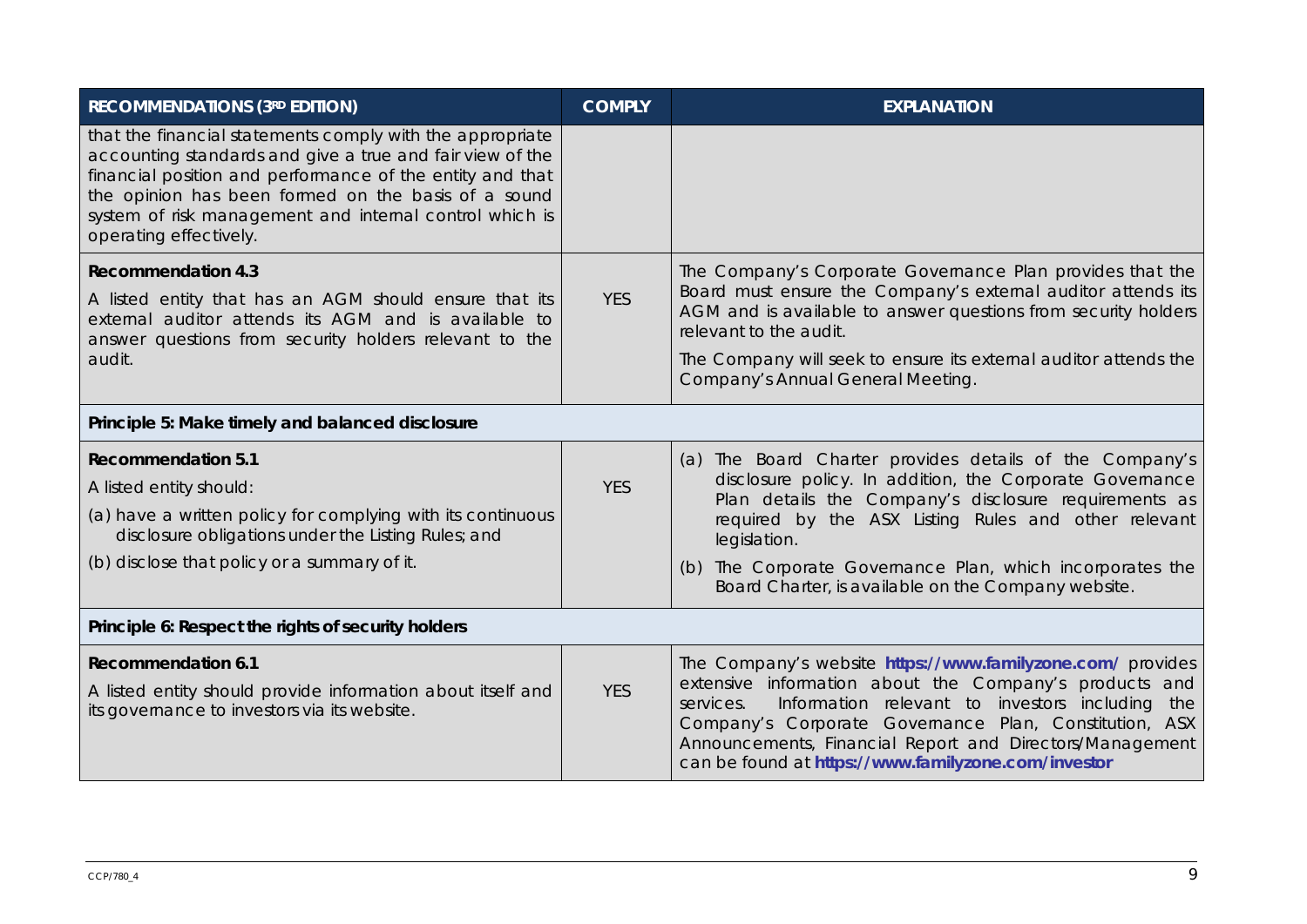| RECOMMENDATIONS (3RD EDITION) | COMPLY | EXPLANATION |
|---|---|---|
| that the financial statements comply with the appropriate accounting standards and give a true and fair view of the financial position and performance of the entity and that the opinion has been formed on the basis of a sound system of risk management and internal control which is operating effectively. | | |
| **Recommendation 4.3**<br>A listed entity that has an AGM should ensure that its external auditor attends its AGM and is available to answer questions from security holders relevant to the audit. | YES | The Company's Corporate Governance Plan provides that the Board must ensure the Company's external auditor attends its AGM and is available to answer questions from security holders relevant to the audit.<br>The Company will seek to ensure its external auditor attends the Company's Annual General Meeting. |
| **Principle 5: Make timely and balanced disclosure** | | |
| **Recommendation 5.1**<br>A listed entity should:<br>(a) have a written policy for complying with its continuous disclosure obligations under the Listing Rules; and<br>(b) disclose that policy or a summary of it. | YES | (a) The Board Charter provides details of the Company's disclosure policy. In addition, the Corporate Governance Plan details the Company's disclosure requirements as required by the ASX Listing Rules and other relevant legislation.<br>(b) The Corporate Governance Plan, which incorporates the Board Charter, is available on the Company website. |
| **Principle 6: Respect the rights of security holders** | | |
| **Recommendation 6.1**<br>A listed entity should provide information about itself and its governance to investors via its website. | YES | The Company's website **https://www.familyzone.com/** provides extensive information about the Company's products and services. Information relevant to investors including the Company's Corporate Governance Plan, Constitution, ASX Announcements, Financial Report and Directors/Management can be found at **https://www.familyzone.com/investor** |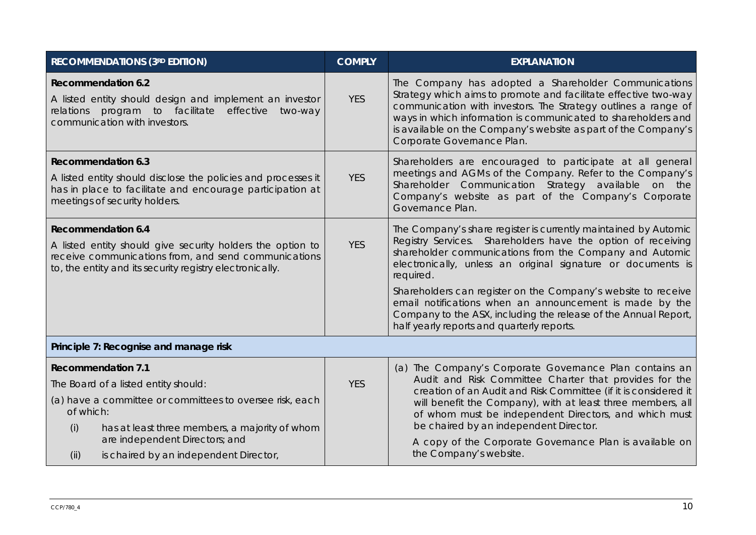| RECOMMENDATIONS (3RD EDITION) | COMPLY | EXPLANATION |
| --- | --- | --- |
| **Recommendation 6.2**<br>A listed entity should design and implement an investor relations program to facilitate effective two-way communication with investors. | YES | The Company has adopted a Shareholder Communications Strategy which aims to promote and facilitate effective two-way communication with investors. The Strategy outlines a range of ways in which information is communicated to shareholders and is available on the Company's website as part of the Company's Corporate Governance Plan. |
| **Recommendation 6.3**<br>A listed entity should disclose the policies and processes it has in place to facilitate and encourage participation at meetings of security holders. | YES | Shareholders are encouraged to participate at all general meetings and AGMs of the Company. Refer to the Company's Shareholder Communication Strategy available on the Company's website as part of the Company's Corporate Governance Plan. |
| **Recommendation 6.4**<br>A listed entity should give security holders the option to receive communications from, and send communications to, the entity and its security registry electronically. | YES | The Company's share register is currently maintained by Automic Registry Services. Shareholders have the option of receiving shareholder communications from the Company and Automic electronically, unless an original signature or documents is required.<br><br>Shareholders can register on the Company's website to receive email notifications when an announcement is made by the Company to the ASX, including the release of the Annual Report, half yearly reports and quarterly reports. |
| **Principle 7: Recognise and manage risk** | | |
| **Recommendation 7.1**<br>The Board of a listed entity should:<br>(a) have a committee or committees to oversee risk, each of which:<br>(i) has at least three members, a majority of whom are independent Directors; and<br>(ii) is chaired by an independent Director, | YES | (a) The Company's Corporate Governance Plan contains an Audit and Risk Committee Charter that provides for the creation of an Audit and Risk Committee (if it is considered it will benefit the Company), with at least three members, all of whom must be independent Directors, and which must be chaired by an independent Director.<br><br>A copy of the Corporate Governance Plan is available on the Company's website. |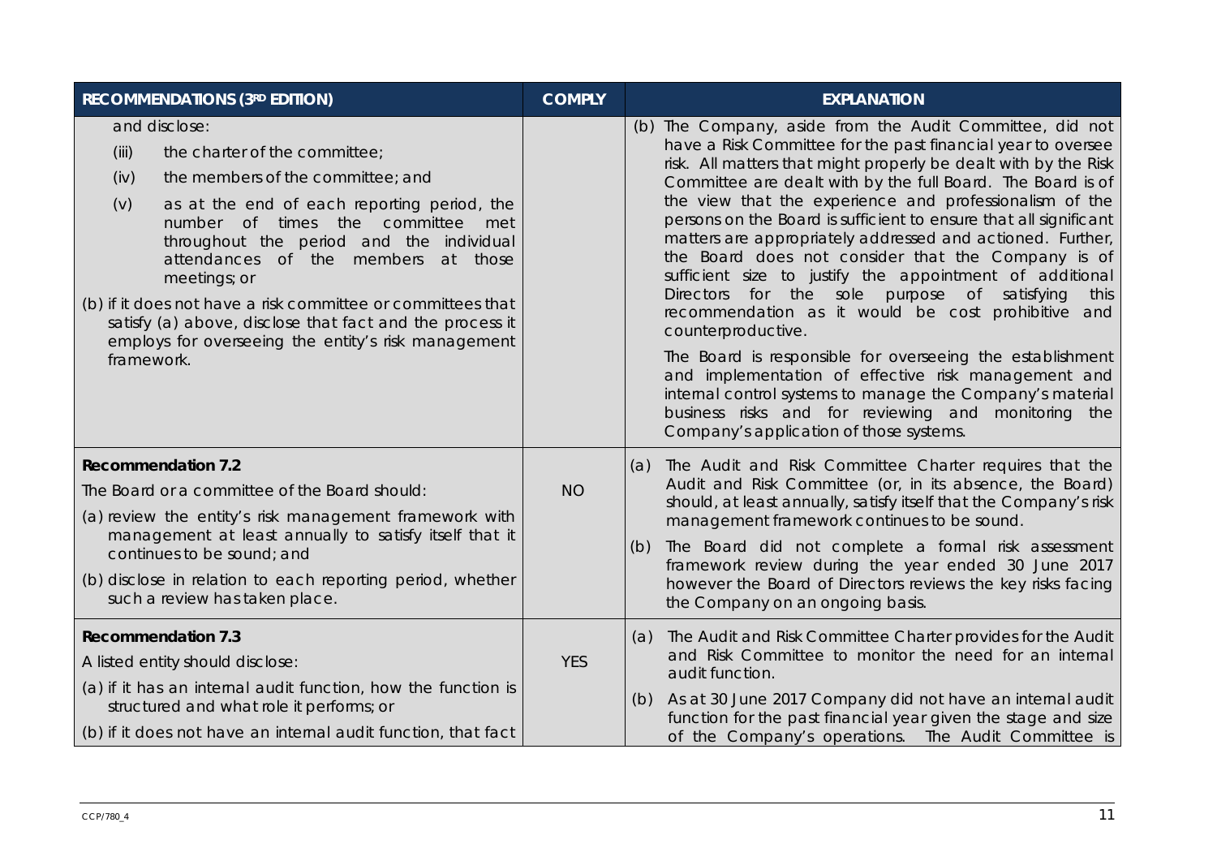| RECOMMENDATIONS (3RD EDITION) | COMPLY | EXPLANATION |
| --- | --- | --- |
| and disclose:<br>(iii) the charter of the committee;<br>(iv) the members of the committee; and<br>(v) as at the end of each reporting period, the number of times the committee met throughout the period and the individual attendances of the members at those meetings; or<br>(b) if it does not have a risk committee or committees that satisfy (a) above, disclose that fact and the process it employs for overseeing the entity's risk management framework. | | (b) The Company, aside from the Audit Committee, did not have a Risk Committee for the past financial year to oversee risk. All matters that might properly be dealt with by the Risk Committee are dealt with by the full Board. The Board is of the view that the experience and professionalism of the persons on the Board is sufficient to ensure that all significant matters are appropriately addressed and actioned. Further, the Board does not consider that the Company is of sufficient size to justify the appointment of additional Directors for the sole purpose of satisfying this recommendation as it would be cost prohibitive and counterproductive.<br>The Board is responsible for overseeing the establishment and implementation of effective risk management and internal control systems to manage the Company's material business risks and for reviewing and monitoring the Company's application of those systems. |
| **Recommendation 7.2**<br>The Board or a committee of the Board should:<br>(a) review the entity's risk management framework with management at least annually to satisfy itself that it continues to be sound; and<br>(b) disclose in relation to each reporting period, whether such a review has taken place. | NO | (a) The Audit and Risk Committee Charter requires that the Audit and Risk Committee (or, in its absence, the Board) should, at least annually, satisfy itself that the Company's risk management framework continues to be sound.<br>(b) The Board did not complete a formal risk assessment framework review during the year ended 30 June 2017 however the Board of Directors reviews the key risks facing the Company on an ongoing basis. |
| **Recommendation 7.3**<br>A listed entity should disclose:<br>(a) if it has an internal audit function, how the function is structured and what role it performs; or<br>(b) if it does not have an internal audit function, that fact | YES | (a) The Audit and Risk Committee Charter provides for the Audit and Risk Committee to monitor the need for an internal audit function.<br>(b) As at 30 June 2017 Company did not have an internal audit function for the past financial year given the stage and size of the Company's operations. The Audit Committee is |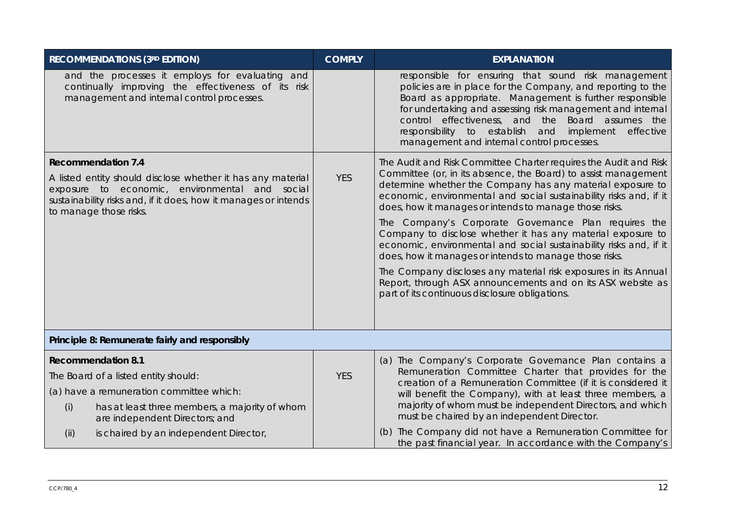| RECOMMENDATIONS (3RD EDITION) | COMPLY | EXPLANATION |
| --- | --- | --- |
| and the processes it employs for evaluating and continually improving the effectiveness of its risk management and internal control processes. | | responsible for ensuring that sound risk management policies are in place for the Company, and reporting to the Board as appropriate. Management is further responsible for undertaking and assessing risk management and internal control effectiveness, and the Board assumes the responsibility to establish and implement effective management and internal control processes. |
| **Recommendation 7.4**<br>A listed entity should disclose whether it has any material exposure to economic, environmental and social sustainability risks and, if it does, how it manages or intends to manage those risks. | YES | The Audit and Risk Committee Charter requires the Audit and Risk Committee (or, in its absence, the Board) to assist management determine whether the Company has any material exposure to economic, environmental and social sustainability risks and, if it does, how it manages or intends to manage those risks.<br>The Company's Corporate Governance Plan requires the Company to disclose whether it has any material exposure to economic, environmental and social sustainability risks and, if it does, how it manages or intends to manage those risks.<br>The Company discloses any material risk exposures in its Annual Report, through ASX announcements and on its ASX website as part of its continuous disclosure obligations. |
| **Principle 8: Remunerate fairly and responsibly** | | |
| **Recommendation 8.1**<br>The Board of a listed entity should:<br>(a) have a remuneration committee which:<br>(i) has at least three members, a majority of whom are independent Directors; and<br>(ii) is chaired by an independent Director, | YES | (a) The Company's Corporate Governance Plan contains a Remuneration Committee Charter that provides for the creation of a Remuneration Committee (if it is considered it will benefit the Company), with at least three members, a majority of whom must be independent Directors, and which must be chaired by an independent Director.<br>(b) The Company did not have a Remuneration Committee for the past financial year. In accordance with the Company's |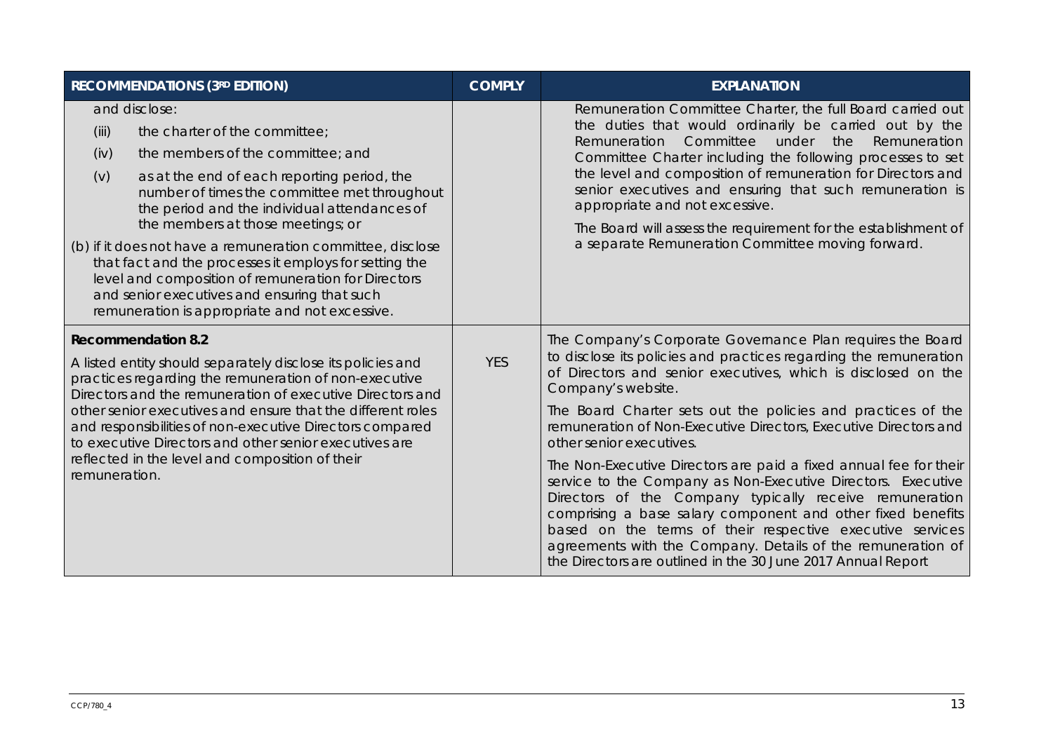| RECOMMENDATIONS (3RD EDITION) | COMPLY | EXPLANATION |
|---|---|---|
| and disclose:<br>(iii) the charter of the committee;<br>(iv) the members of the committee; and<br>(v) as at the end of each reporting period, the number of times the committee met throughout the period and the individual attendances of the members at those meetings; or<br>(b) if it does not have a remuneration committee, disclose that fact and the processes it employs for setting the level and composition of remuneration for Directors and senior executives and ensuring that such remuneration is appropriate and not excessive. | | Remuneration Committee Charter, the full Board carried out the duties that would ordinarily be carried out by the Remuneration Committee under the Remuneration Committee Charter including the following processes to set the level and composition of remuneration for Directors and senior executives and ensuring that such remuneration is appropriate and not excessive.<br>The Board will assess the requirement for the establishment of a separate Remuneration Committee moving forward. |
| **Recommendation 8.2**<br>A listed entity should separately disclose its policies and practices regarding the remuneration of non-executive Directors and the remuneration of executive Directors and other senior executives and ensure that the different roles and responsibilities of non-executive Directors compared to executive Directors and other senior executives are reflected in the level and composition of their remuneration. | YES | The Company's Corporate Governance Plan requires the Board to disclose its policies and practices regarding the remuneration of Directors and senior executives, which is disclosed on the Company's website.<br>The Board Charter sets out the policies and practices of the remuneration of Non-Executive Directors, Executive Directors and other senior executives.<br>The Non-Executive Directors are paid a fixed annual fee for their service to the Company as Non-Executive Directors. Executive Directors of the Company typically receive remuneration comprising a base salary component and other fixed benefits based on the terms of their respective executive services agreements with the Company. Details of the remuneration of the Directors are outlined in the 30 June 2017 Annual Report |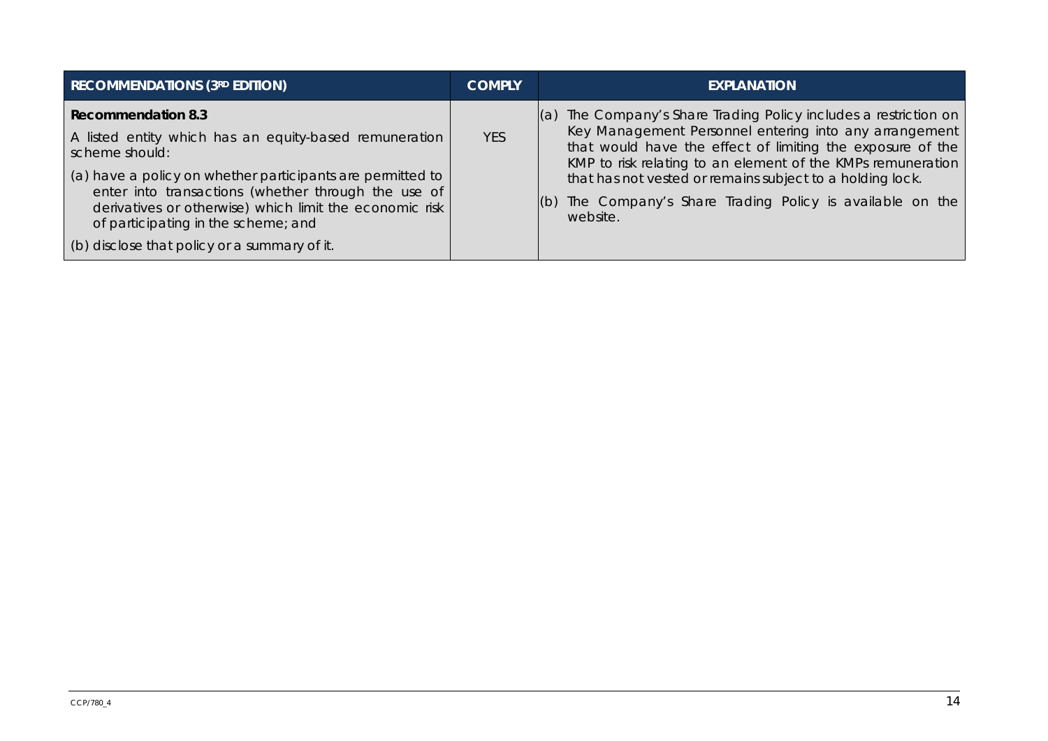| RECOMMENDATIONS (3RD EDITION) | COMPLY | EXPLANATION |
|---|---|---|
| **Recommendation 8.3**<br><br>A listed entity which has an equity-based remuneration scheme should:<br><br>(a) have a policy on whether participants are permitted to enter into transactions (whether through the use of derivatives or otherwise) which limit the economic risk of participating in the scheme; and<br><br>(b) disclose that policy or a summary of it. | YES | (a) The Company's Share Trading Policy includes a restriction on Key Management Personnel entering into any arrangement that would have the effect of limiting the exposure of the KMP to risk relating to an element of the KMPs remuneration that has not vested or remains subject to a holding lock.<br><br>(b) The Company's Share Trading Policy is available on the website. |